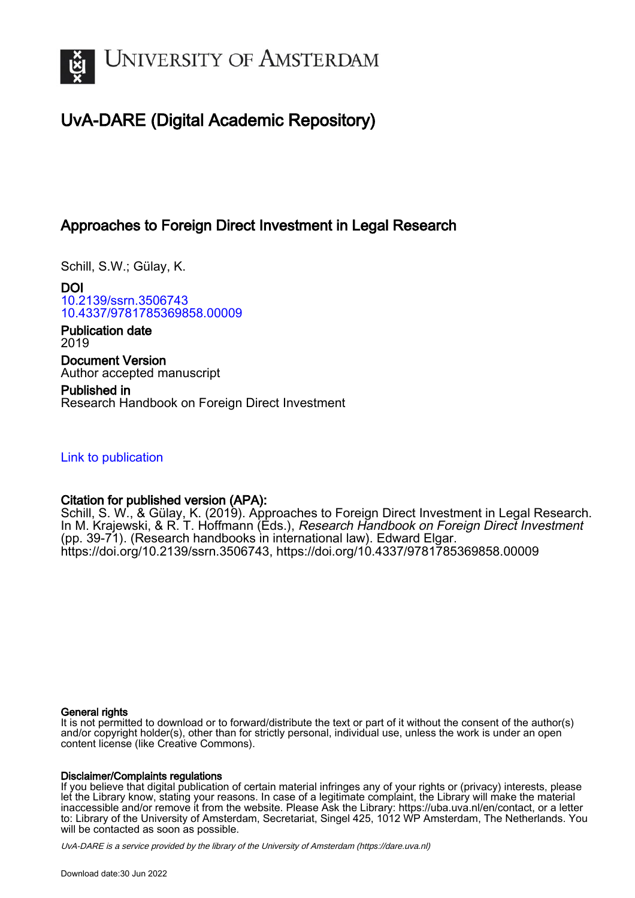UNIVERSITY OF AMSTERDAM

# UvA-DARE (Digital Academic Repository)

## Approaches to Foreign Direct Investment in Legal Research

Schill, S.W.; Gülay, K.

**DOI**
10.2139/ssrn.3506743
10.4337/9781785369858.00009

**Publication date**
2019

**Document Version**
Author accepted manuscript

**Published in**
Research Handbook on Foreign Direct Investment

Link to publication

**Citation for published version (APA):**
Schill, S. W., & Gülay, K. (2019). Approaches to Foreign Direct Investment in Legal Research. In M. Krajewski, & R. T. Hoffmann (Eds.), *Research Handbook on Foreign Direct Investment* (pp. 39-71). (Research handbooks in international law). Edward Elgar. https://doi.org/10.2139/ssrn.3506743, https://doi.org/10.4337/9781785369858.00009

**General rights**
It is not permitted to download or to forward/distribute the text or part of it without the consent of the author(s) and/or copyright holder(s), other than for strictly personal, individual use, unless the work is under an open content license (like Creative Commons).

**Disclaimer/Complaints regulations**
If you believe that digital publication of certain material infringes any of your rights or (privacy) interests, please let the Library know, stating your reasons. In case of a legitimate complaint, the Library will make the material inaccessible and/or remove it from the website. Please Ask the Library: https://uba.uva.nl/en/contact, or a letter to: Library of the University of Amsterdam, Secretariat, Singel 425, 1012 WP Amsterdam, The Netherlands. You will be contacted as soon as possible.

UvA-DARE is a service provided by the library of the University of Amsterdam (https://dare.uva.nl)

Download date:30 Jun 2022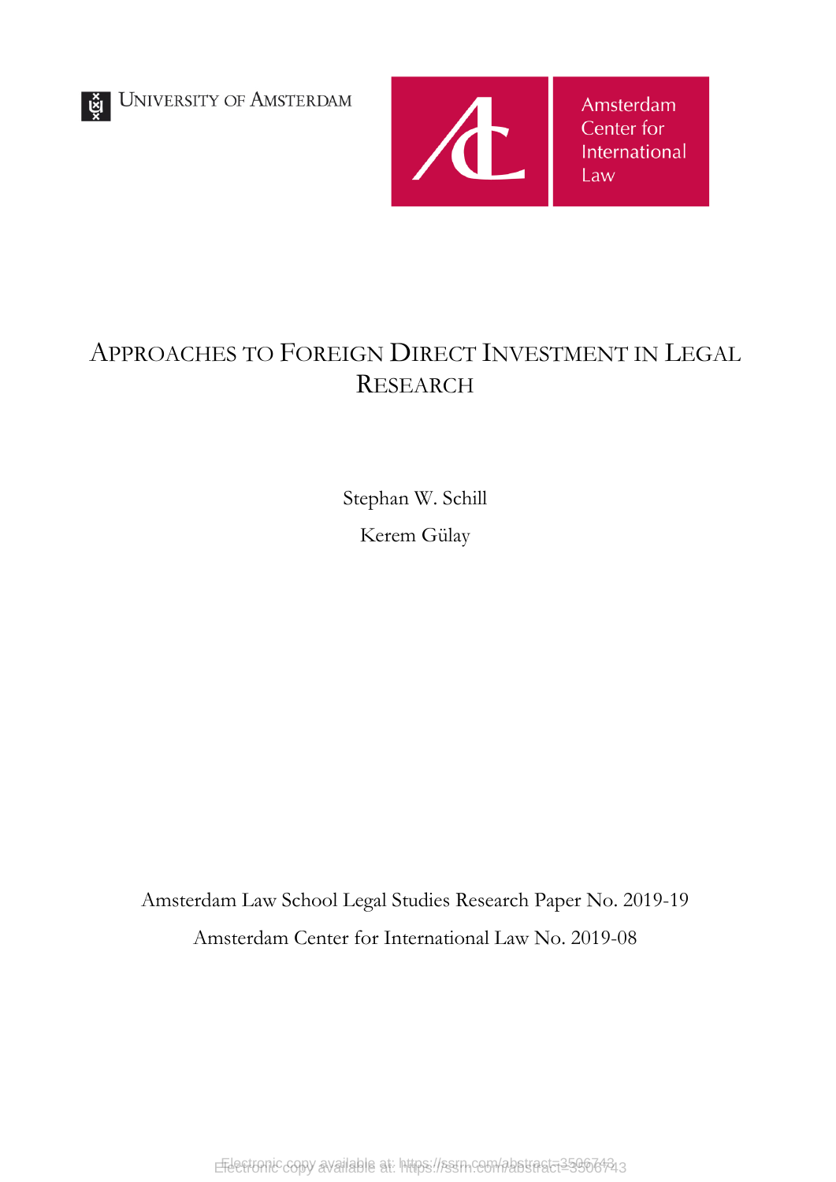UNIVERSITY OF AMSTERDAM

Amsterdam Center for International Law

# APPROACHES TO FOREIGN DIRECT INVESTMENT IN LEGAL RESEARCH

Stephan W. Schill

Kerem Gülay

Amsterdam Law School Legal Studies Research Paper No. 2019-19

Amsterdam Center for International Law No. 2019-08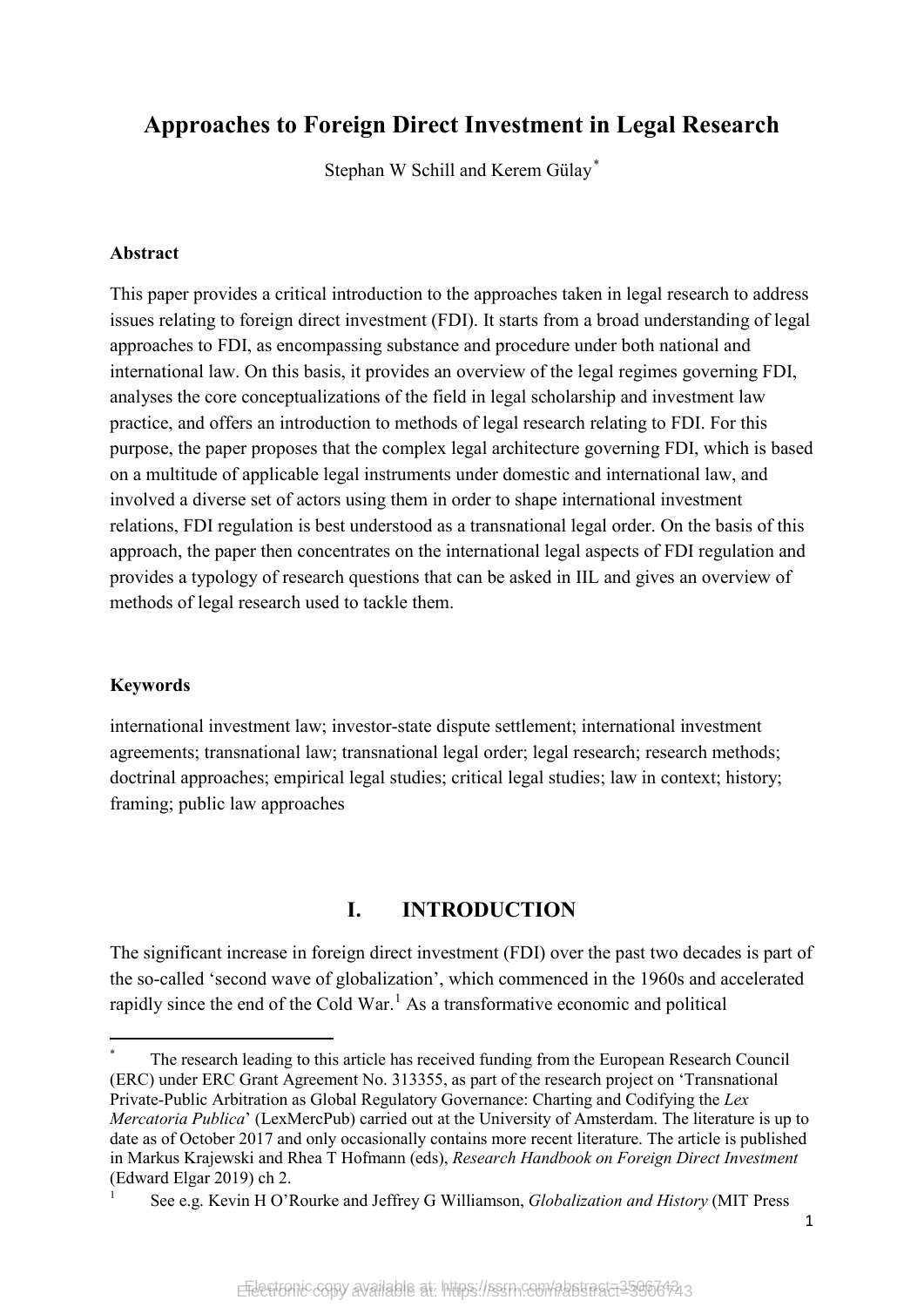# Approaches to Foreign Direct Investment in Legal Research

Stephan W Schill and Kerem Gülay[*]

**Abstract**

This paper provides a critical introduction to the approaches taken in legal research to address issues relating to foreign direct investment (FDI). It starts from a broad understanding of legal approaches to FDI, as encompassing substance and procedure under both national and international law. On this basis, it provides an overview of the legal regimes governing FDI, analyses the core conceptualizations of the field in legal scholarship and investment law practice, and offers an introduction to methods of legal research relating to FDI. For this purpose, the paper proposes that the complex legal architecture governing FDI, which is based on a multitude of applicable legal instruments under domestic and international law, and involved a diverse set of actors using them in order to shape international investment relations, FDI regulation is best understood as a transnational legal order. On the basis of this approach, the paper then concentrates on the international legal aspects of FDI regulation and provides a typology of research questions that can be asked in IIL and gives an overview of methods of legal research used to tackle them.

**Keywords**

international investment law; investor-state dispute settlement; international investment agreements; transnational law; transnational legal order; legal research; research methods; doctrinal approaches; empirical legal studies; critical legal studies; law in context; history; framing; public law approaches

## I. INTRODUCTION

The significant increase in foreign direct investment (FDI) over the past two decades is part of the so-called 'second wave of globalization', which commenced in the 1960s and accelerated rapidly since the end of the Cold War.[1] As a transformative economic and political

---

[*] The research leading to this article has received funding from the European Research Council (ERC) under ERC Grant Agreement No. 313355, as part of the research project on 'Transnational Private-Public Arbitration as Global Regulatory Governance: Charting and Codifying the *Lex Mercatoria Publica*' (LexMercPub) carried out at the University of Amsterdam. The literature is up to date as of October 2017 and only occasionally contains more recent literature. The article is published in Markus Krajewski and Rhea T Hofmann (eds), *Research Handbook on Foreign Direct Investment* (Edward Elgar 2019) ch 2.

[1] See e.g. Kevin H O'Rourke and Jeffrey G Williamson, *Globalization and History* (MIT Press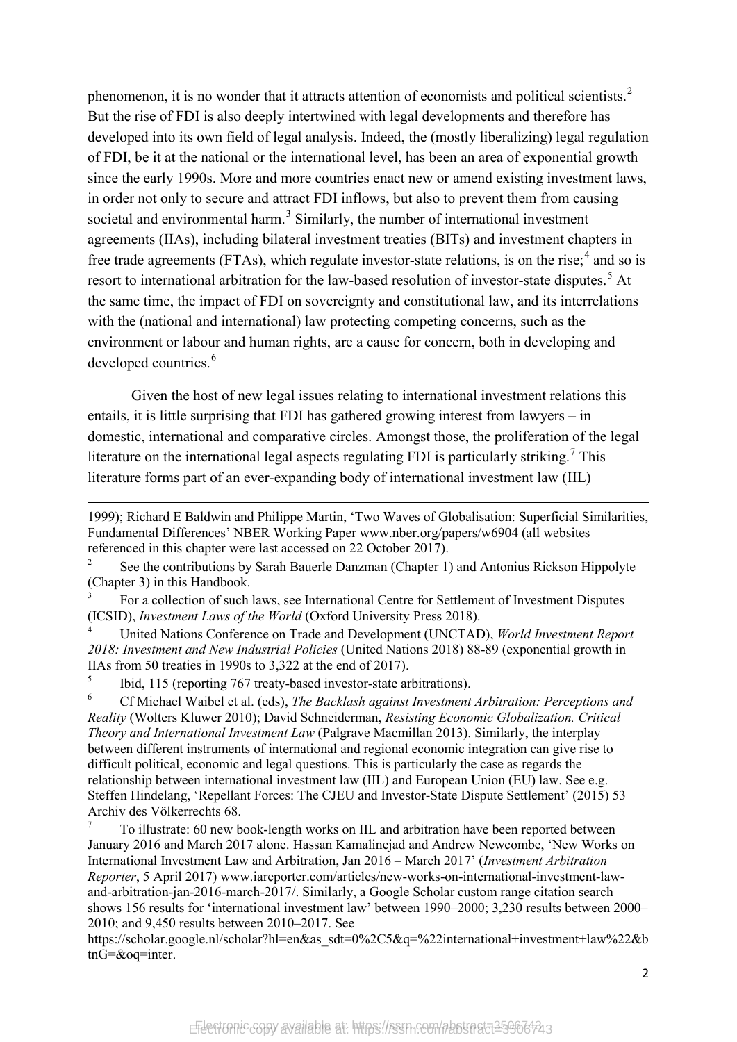phenomenon, it is no wonder that it attracts attention of economists and political scientists.[2] But the rise of FDI is also deeply intertwined with legal developments and therefore has developed into its own field of legal analysis. Indeed, the (mostly liberalizing) legal regulation of FDI, be it at the national or the international level, has been an area of exponential growth since the early 1990s. More and more countries enact new or amend existing investment laws, in order not only to secure and attract FDI inflows, but also to prevent them from causing societal and environmental harm.[3] Similarly, the number of international investment agreements (IIAs), including bilateral investment treaties (BITs) and investment chapters in free trade agreements (FTAs), which regulate investor-state relations, is on the rise;[4] and so is resort to international arbitration for the law-based resolution of investor-state disputes.[5] At the same time, the impact of FDI on sovereignty and constitutional law, and its interrelations with the (national and international) law protecting competing concerns, such as the environment or labour and human rights, are a cause for concern, both in developing and developed countries.[6]

Given the host of new legal issues relating to international investment relations this entails, it is little surprising that FDI has gathered growing interest from lawyers – in domestic, international and comparative circles. Amongst those, the proliferation of the legal literature on the international legal aspects regulating FDI is particularly striking.[7] This literature forms part of an ever-expanding body of international investment law (IIL)

---

1999); Richard E Baldwin and Philippe Martin, 'Two Waves of Globalisation: Superficial Similarities, Fundamental Differences' NBER Working Paper www.nber.org/papers/w6904 (all websites referenced in this chapter were last accessed on 22 October 2017).

[2] See the contributions by Sarah Bauerle Danzman (Chapter 1) and Antonius Rickson Hippolyte (Chapter 3) in this Handbook.

[3] For a collection of such laws, see International Centre for Settlement of Investment Disputes (ICSID), *Investment Laws of the World* (Oxford University Press 2018).

[4] United Nations Conference on Trade and Development (UNCTAD), *World Investment Report 2018: Investment and New Industrial Policies* (United Nations 2018) 88-89 (exponential growth in IIAs from 50 treaties in 1990s to 3,322 at the end of 2017).

[5] Ibid, 115 (reporting 767 treaty-based investor-state arbitrations).

[6] Cf Michael Waibel et al. (eds), *The Backlash against Investment Arbitration: Perceptions and Reality* (Wolters Kluwer 2010); David Schneiderman, *Resisting Economic Globalization. Critical Theory and International Investment Law* (Palgrave Macmillan 2013). Similarly, the interplay between different instruments of international and regional economic integration can give rise to difficult political, economic and legal questions. This is particularly the case as regards the relationship between international investment law (IIL) and European Union (EU) law. See e.g. Steffen Hindelang, 'Repellant Forces: The CJEU and Investor-State Dispute Settlement' (2015) 53 Archiv des Völkerrechts 68.

[7] To illustrate: 60 new book-length works on IIL and arbitration have been reported between January 2016 and March 2017 alone. Hassan Kamalinejad and Andrew Newcombe, 'New Works on International Investment Law and Arbitration, Jan 2016 – March 2017' (*Investment Arbitration Reporter*, 5 April 2017) www.iareporter.com/articles/new-works-on-international-investment-law-and-arbitration-jan-2016-march-2017/. Similarly, a Google Scholar custom range citation search shows 156 results for 'international investment law' between 1990–2000; 3,230 results between 2000–2010; and 9,450 results between 2010–2017. See https://scholar.google.nl/scholar?hl=en&as_sdt=0%2C5&q=%22international+investment+law%22&btnG=&oq=inter.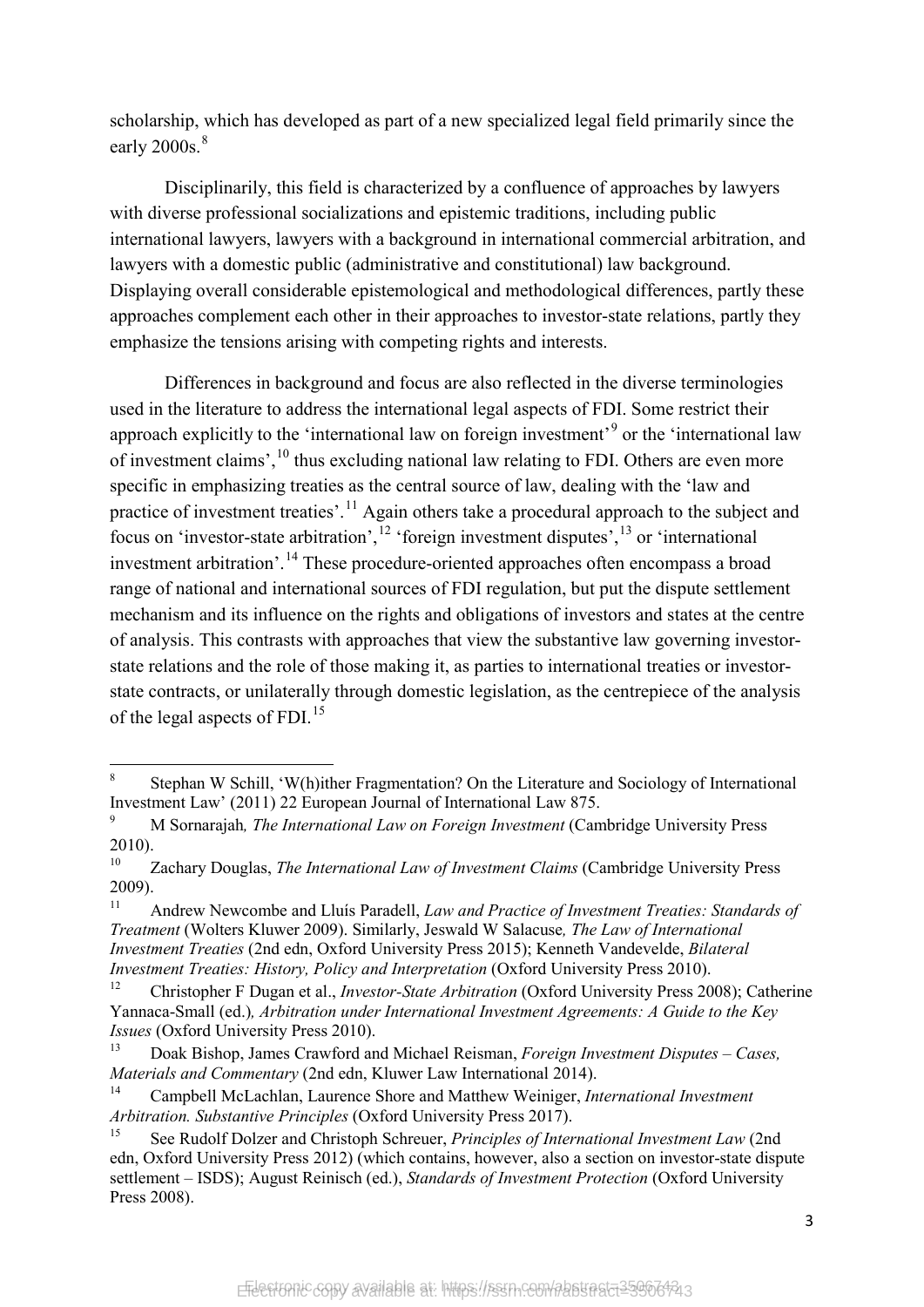scholarship, which has developed as part of a new specialized legal field primarily since the early 2000s.[8]

Disciplinarily, this field is characterized by a confluence of approaches by lawyers with diverse professional socializations and epistemic traditions, including public international lawyers, lawyers with a background in international commercial arbitration, and lawyers with a domestic public (administrative and constitutional) law background. Displaying overall considerable epistemological and methodological differences, partly these approaches complement each other in their approaches to investor-state relations, partly they emphasize the tensions arising with competing rights and interests.

Differences in background and focus are also reflected in the diverse terminologies used in the literature to address the international legal aspects of FDI. Some restrict their approach explicitly to the 'international law on foreign investment'[9] or the 'international law of investment claims',[10] thus excluding national law relating to FDI. Others are even more specific in emphasizing treaties as the central source of law, dealing with the 'law and practice of investment treaties'.[11] Again others take a procedural approach to the subject and focus on 'investor-state arbitration',[12] 'foreign investment disputes',[13] or 'international investment arbitration'.[14] These procedure-oriented approaches often encompass a broad range of national and international sources of FDI regulation, but put the dispute settlement mechanism and its influence on the rights and obligations of investors and states at the centre of analysis. This contrasts with approaches that view the substantive law governing investor-state relations and the role of those making it, as parties to international treaties or investor-state contracts, or unilaterally through domestic legislation, as the centrepiece of the analysis of the legal aspects of FDI.[15]

---

[8] Stephan W Schill, 'W(h)ither Fragmentation? On the Literature and Sociology of International Investment Law' (2011) 22 European Journal of International Law 875.

[9] M Sornarajah*, The International Law on Foreign Investment* (Cambridge University Press 2010).

[10] Zachary Douglas, *The International Law of Investment Claims* (Cambridge University Press 2009).

[11] Andrew Newcombe and Lluís Paradell, *Law and Practice of Investment Treaties: Standards of Treatment* (Wolters Kluwer 2009). Similarly, Jeswald W Salacuse*, The Law of International Investment Treaties* (2nd edn, Oxford University Press 2015); Kenneth Vandevelde, *Bilateral Investment Treaties: History, Policy and Interpretation* (Oxford University Press 2010).

[12] Christopher F Dugan et al., *Investor-State Arbitration* (Oxford University Press 2008); Catherine Yannaca-Small (ed.)*, Arbitration under International Investment Agreements: A Guide to the Key Issues* (Oxford University Press 2010).

[13] Doak Bishop, James Crawford and Michael Reisman, *Foreign Investment Disputes – Cases, Materials and Commentary* (2nd edn, Kluwer Law International 2014).

[14] Campbell McLachlan, Laurence Shore and Matthew Weiniger, *International Investment Arbitration. Substantive Principles* (Oxford University Press 2017).

[15] See Rudolf Dolzer and Christoph Schreuer, *Principles of International Investment Law* (2nd edn, Oxford University Press 2012) (which contains, however, also a section on investor-state dispute settlement – ISDS); August Reinisch (ed.), *Standards of Investment Protection* (Oxford University Press 2008).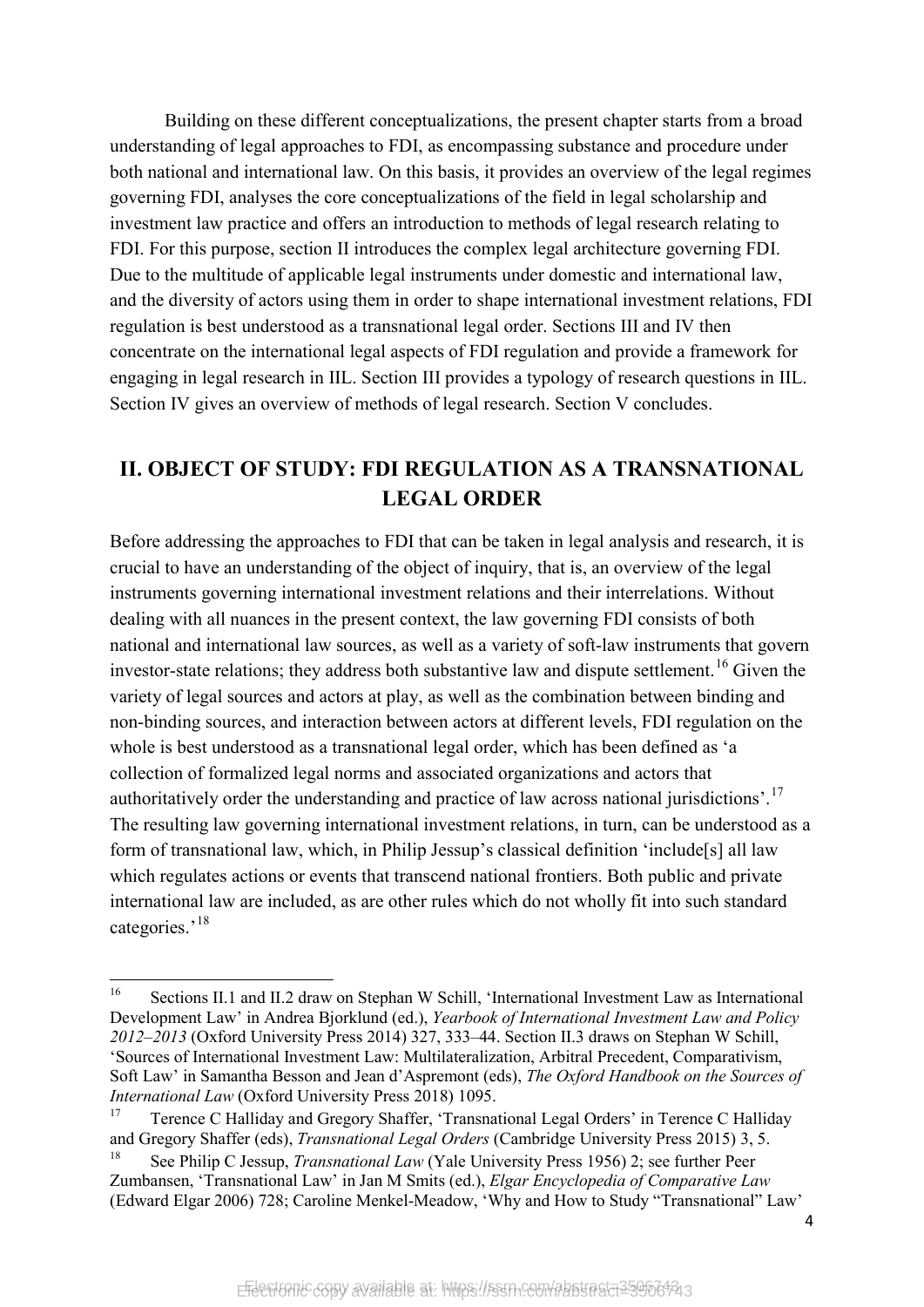Building on these different conceptualizations, the present chapter starts from a broad understanding of legal approaches to FDI, as encompassing substance and procedure under both national and international law. On this basis, it provides an overview of the legal regimes governing FDI, analyses the core conceptualizations of the field in legal scholarship and investment law practice and offers an introduction to methods of legal research relating to FDI. For this purpose, section II introduces the complex legal architecture governing FDI. Due to the multitude of applicable legal instruments under domestic and international law, and the diversity of actors using them in order to shape international investment relations, FDI regulation is best understood as a transnational legal order. Sections III and IV then concentrate on the international legal aspects of FDI regulation and provide a framework for engaging in legal research in IIL. Section III provides a typology of research questions in IIL. Section IV gives an overview of methods of legal research. Section V concludes.

## II. OBJECT OF STUDY: FDI REGULATION AS A TRANSNATIONAL LEGAL ORDER

Before addressing the approaches to FDI that can be taken in legal analysis and research, it is crucial to have an understanding of the object of inquiry, that is, an overview of the legal instruments governing international investment relations and their interrelations. Without dealing with all nuances in the present context, the law governing FDI consists of both national and international law sources, as well as a variety of soft-law instruments that govern investor-state relations; they address both substantive law and dispute settlement.[16] Given the variety of legal sources and actors at play, as well as the combination between binding and non-binding sources, and interaction between actors at different levels, FDI regulation on the whole is best understood as a transnational legal order, which has been defined as 'a collection of formalized legal norms and associated organizations and actors that authoritatively order the understanding and practice of law across national jurisdictions'.[17] The resulting law governing international investment relations, in turn, can be understood as a form of transnational law, which, in Philip Jessup's classical definition 'include[s] all law which regulates actions or events that transcend national frontiers. Both public and private international law are included, as are other rules which do not wholly fit into such standard categories.'[18]

---

[16] Sections II.1 and II.2 draw on Stephan W Schill, 'International Investment Law as International Development Law' in Andrea Bjorklund (ed.), *Yearbook of International Investment Law and Policy 2012–2013* (Oxford University Press 2014) 327, 333–44. Section II.3 draws on Stephan W Schill, 'Sources of International Investment Law: Multilateralization, Arbitral Precedent, Comparativism, Soft Law' in Samantha Besson and Jean d'Aspremont (eds), *The Oxford Handbook on the Sources of International Law* (Oxford University Press 2018) 1095.

[17] Terence C Halliday and Gregory Shaffer, 'Transnational Legal Orders' in Terence C Halliday and Gregory Shaffer (eds), *Transnational Legal Orders* (Cambridge University Press 2015) 3, 5.

[18] See Philip C Jessup, *Transnational Law* (Yale University Press 1956) 2; see further Peer Zumbansen, 'Transnational Law' in Jan M Smits (ed.), *Elgar Encyclopedia of Comparative Law* (Edward Elgar 2006) 728; Caroline Menkel-Meadow, 'Why and How to Study "Transnational" Law'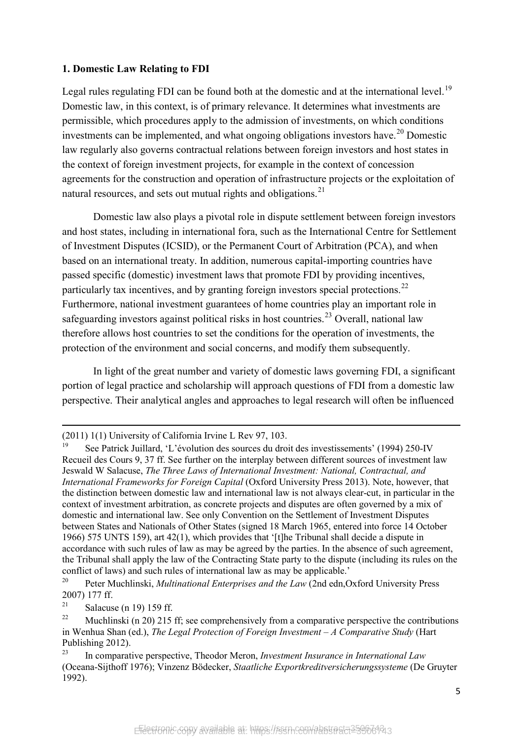### 1. Domestic Law Relating to FDI

Legal rules regulating FDI can be found both at the domestic and at the international level.[19] Domestic law, in this context, is of primary relevance. It determines what investments are permissible, which procedures apply to the admission of investments, on which conditions investments can be implemented, and what ongoing obligations investors have.[20] Domestic law regularly also governs contractual relations between foreign investors and host states in the context of foreign investment projects, for example in the context of concession agreements for the construction and operation of infrastructure projects or the exploitation of natural resources, and sets out mutual rights and obligations.[21]

Domestic law also plays a pivotal role in dispute settlement between foreign investors and host states, including in international fora, such as the International Centre for Settlement of Investment Disputes (ICSID), or the Permanent Court of Arbitration (PCA), and when based on an international treaty. In addition, numerous capital-importing countries have passed specific (domestic) investment laws that promote FDI by providing incentives, particularly tax incentives, and by granting foreign investors special protections.[22] Furthermore, national investment guarantees of home countries play an important role in safeguarding investors against political risks in host countries.[23] Overall, national law therefore allows host countries to set the conditions for the operation of investments, the protection of the environment and social concerns, and modify them subsequently.

In light of the great number and variety of domestic laws governing FDI, a significant portion of legal practice and scholarship will approach questions of FDI from a domestic law perspective. Their analytical angles and approaches to legal research will often be influenced

---

(2011) 1(1) University of California Irvine L Rev 97, 103.

[19] See Patrick Juillard, 'L'évolution des sources du droit des investissements' (1994) 250-IV Recueil des Cours 9, 37 ff. See further on the interplay between different sources of investment law Jeswald W Salacuse, *The Three Laws of International Investment: National, Contractual, and International Frameworks for Foreign Capital* (Oxford University Press 2013). Note, however, that the distinction between domestic law and international law is not always clear-cut, in particular in the context of investment arbitration, as concrete projects and disputes are often governed by a mix of domestic and international law. See only Convention on the Settlement of Investment Disputes between States and Nationals of Other States (signed 18 March 1965, entered into force 14 October 1966) 575 UNTS 159), art 42(1), which provides that '[t]he Tribunal shall decide a dispute in accordance with such rules of law as may be agreed by the parties. In the absence of such agreement, the Tribunal shall apply the law of the Contracting State party to the dispute (including its rules on the conflict of laws) and such rules of international law as may be applicable.'

[20] Peter Muchlinski, *Multinational Enterprises and the Law* (2nd edn,Oxford University Press 2007) 177 ff.

[21] Salacuse (n 19) 159 ff.

[22] Muchlinski (n 20) 215 ff; see comprehensively from a comparative perspective the contributions in Wenhua Shan (ed.), *The Legal Protection of Foreign Investment – A Comparative Study* (Hart Publishing 2012).

[23] In comparative perspective, Theodor Meron, *Investment Insurance in International Law* (Oceana-Sijthoff 1976); Vinzenz Bödecker, *Staatliche Exportkreditversicherungssysteme* (De Gruyter 1992).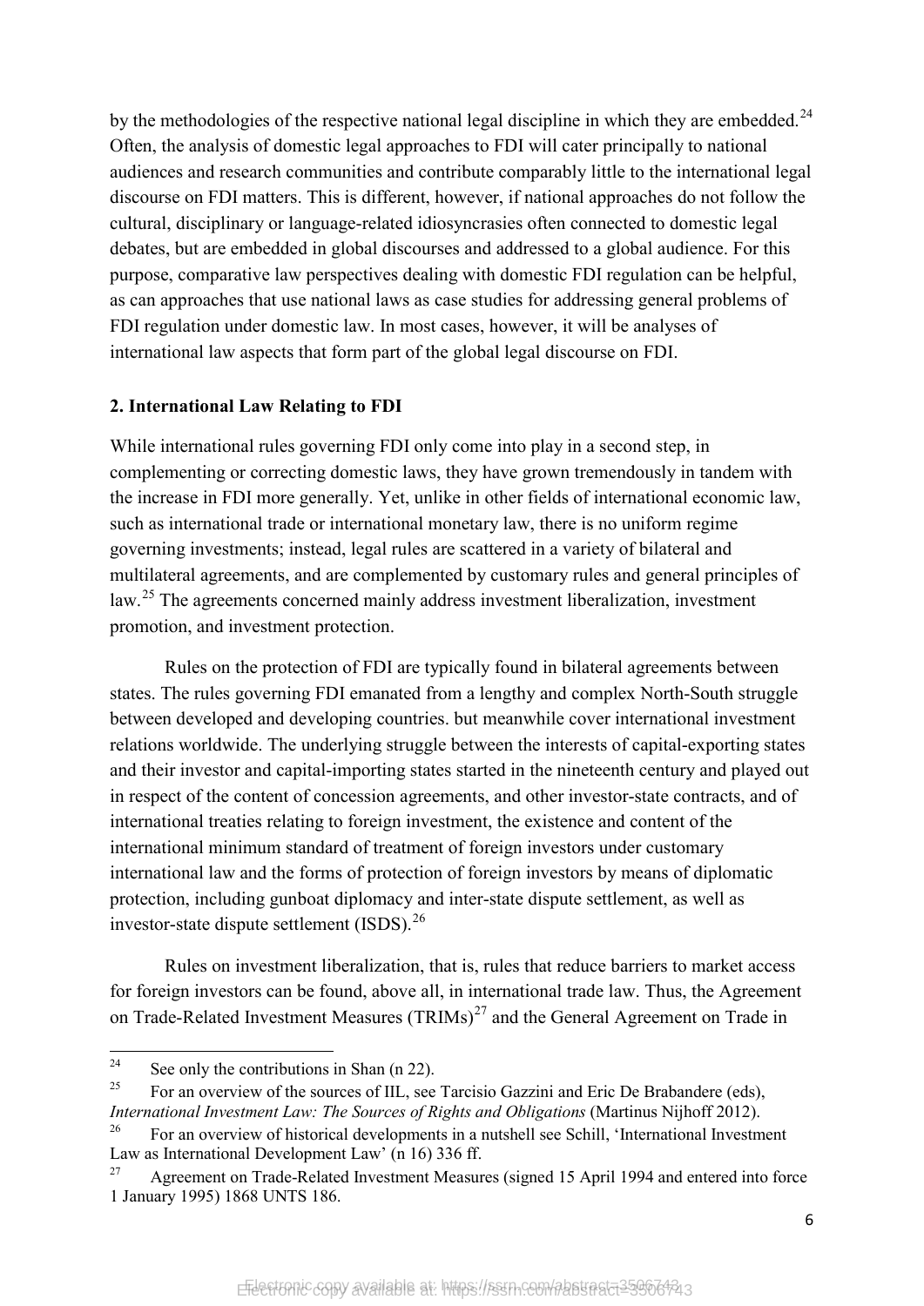by the methodologies of the respective national legal discipline in which they are embedded.[24] Often, the analysis of domestic legal approaches to FDI will cater principally to national audiences and research communities and contribute comparably little to the international legal discourse on FDI matters. This is different, however, if national approaches do not follow the cultural, disciplinary or language-related idiosyncrasies often connected to domestic legal debates, but are embedded in global discourses and addressed to a global audience. For this purpose, comparative law perspectives dealing with domestic FDI regulation can be helpful, as can approaches that use national laws as case studies for addressing general problems of FDI regulation under domestic law. In most cases, however, it will be analyses of international law aspects that form part of the global legal discourse on FDI.

## 2. International Law Relating to FDI

While international rules governing FDI only come into play in a second step, in complementing or correcting domestic laws, they have grown tremendously in tandem with the increase in FDI more generally. Yet, unlike in other fields of international economic law, such as international trade or international monetary law, there is no uniform regime governing investments; instead, legal rules are scattered in a variety of bilateral and multilateral agreements, and are complemented by customary rules and general principles of law.[25] The agreements concerned mainly address investment liberalization, investment promotion, and investment protection.

Rules on the protection of FDI are typically found in bilateral agreements between states. The rules governing FDI emanated from a lengthy and complex North-South struggle between developed and developing countries. but meanwhile cover international investment relations worldwide. The underlying struggle between the interests of capital-exporting states and their investor and capital-importing states started in the nineteenth century and played out in respect of the content of concession agreements, and other investor-state contracts, and of international treaties relating to foreign investment, the existence and content of the international minimum standard of treatment of foreign investors under customary international law and the forms of protection of foreign investors by means of diplomatic protection, including gunboat diplomacy and inter-state dispute settlement, as well as investor-state dispute settlement (ISDS).[26]

Rules on investment liberalization, that is, rules that reduce barriers to market access for foreign investors can be found, above all, in international trade law. Thus, the Agreement on Trade-Related Investment Measures (TRIMs)[27] and the General Agreement on Trade in

---

[24] See only the contributions in Shan (n 22).

[25] For an overview of the sources of IIL, see Tarcisio Gazzini and Eric De Brabandere (eds), *International Investment Law: The Sources of Rights and Obligations* (Martinus Nijhoff 2012).

[26] For an overview of historical developments in a nutshell see Schill, 'International Investment Law as International Development Law' (n 16) 336 ff.

[27] Agreement on Trade-Related Investment Measures (signed 15 April 1994 and entered into force 1 January 1995) 1868 UNTS 186.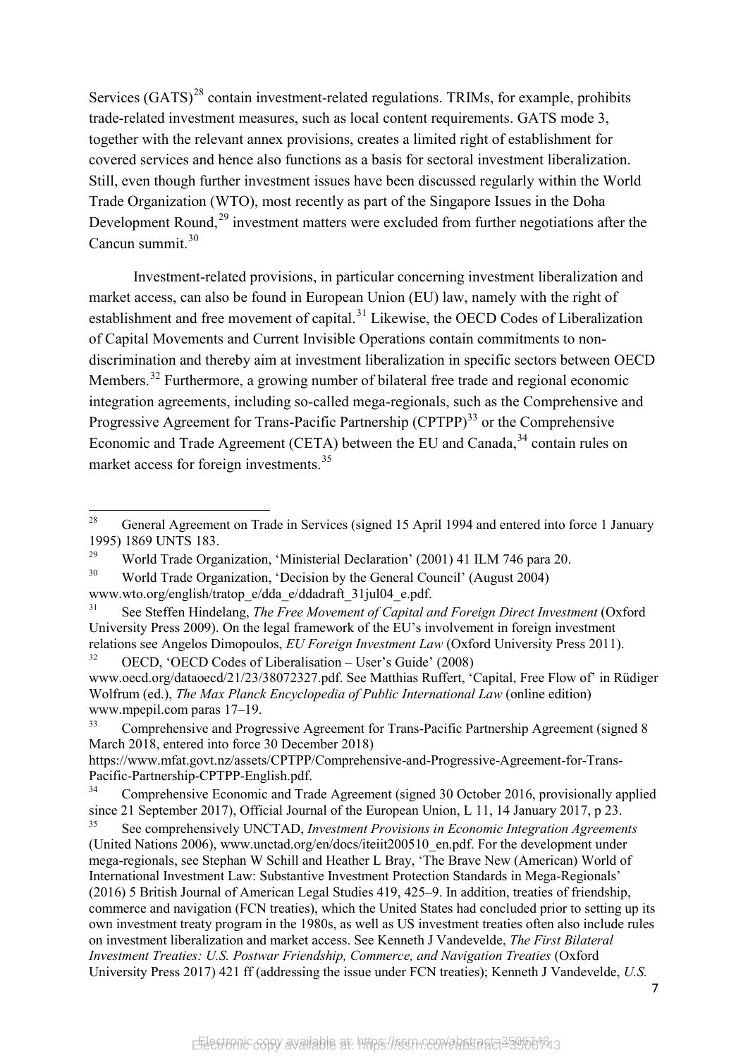Services (GATS)[28] contain investment-related regulations. TRIMs, for example, prohibits trade-related investment measures, such as local content requirements. GATS mode 3, together with the relevant annex provisions, creates a limited right of establishment for covered services and hence also functions as a basis for sectoral investment liberalization. Still, even though further investment issues have been discussed regularly within the World Trade Organization (WTO), most recently as part of the Singapore Issues in the Doha Development Round,[29] investment matters were excluded from further negotiations after the Cancun summit.[30]

Investment-related provisions, in particular concerning investment liberalization and market access, can also be found in European Union (EU) law, namely with the right of establishment and free movement of capital.[31] Likewise, the OECD Codes of Liberalization of Capital Movements and Current Invisible Operations contain commitments to non-discrimination and thereby aim at investment liberalization in specific sectors between OECD Members.[32] Furthermore, a growing number of bilateral free trade and regional economic integration agreements, including so-called mega-regionals, such as the Comprehensive and Progressive Agreement for Trans-Pacific Partnership (CPTPP)[33] or the Comprehensive Economic and Trade Agreement (CETA) between the EU and Canada,[34] contain rules on market access for foreign investments.[35]

---

[28] General Agreement on Trade in Services (signed 15 April 1994 and entered into force 1 January 1995) 1869 UNTS 183.

[29] World Trade Organization, 'Ministerial Declaration' (2001) 41 ILM 746 para 20.

[30] World Trade Organization, 'Decision by the General Council' (August 2004) www.wto.org/english/tratop_e/dda_e/ddadraft_31jul04_e.pdf.

[31] See Steffen Hindelang, *The Free Movement of Capital and Foreign Direct Investment* (Oxford University Press 2009). On the legal framework of the EU's involvement in foreign investment relations see Angelos Dimopoulos, *EU Foreign Investment Law* (Oxford University Press 2011).

[32] OECD, 'OECD Codes of Liberalisation – User's Guide' (2008) www.oecd.org/dataoecd/21/23/38072327.pdf. See Matthias Ruffert, 'Capital, Free Flow of' in Rüdiger Wolfrum (ed.), *The Max Planck Encyclopedia of Public International Law* (online edition) www.mpepil.com paras 17–19.

[33] Comprehensive and Progressive Agreement for Trans-Pacific Partnership Agreement (signed 8 March 2018, entered into force 30 December 2018) https://www.mfat.govt.nz/assets/CPTPP/Comprehensive-and-Progressive-Agreement-for-Trans-Pacific-Partnership-CPTPP-English.pdf.

[34] Comprehensive Economic and Trade Agreement (signed 30 October 2016, provisionally applied since 21 September 2017), Official Journal of the European Union, L 11, 14 January 2017, p 23.

[35] See comprehensively UNCTAD, *Investment Provisions in Economic Integration Agreements* (United Nations 2006), www.unctad.org/en/docs/iteiit200510_en.pdf. For the development under mega-regionals, see Stephan W Schill and Heather L Bray, 'The Brave New (American) World of International Investment Law: Substantive Investment Protection Standards in Mega-Regionals' (2016) 5 British Journal of American Legal Studies 419, 425–9. In addition, treaties of friendship, commerce and navigation (FCN treaties), which the United States had concluded prior to setting up its own investment treaty program in the 1980s, as well as US investment treaties often also include rules on investment liberalization and market access. See Kenneth J Vandevelde, *The First Bilateral Investment Treaties: U.S. Postwar Friendship, Commerce, and Navigation Treaties* (Oxford University Press 2017) 421 ff (addressing the issue under FCN treaties); Kenneth J Vandevelde, *U.S.*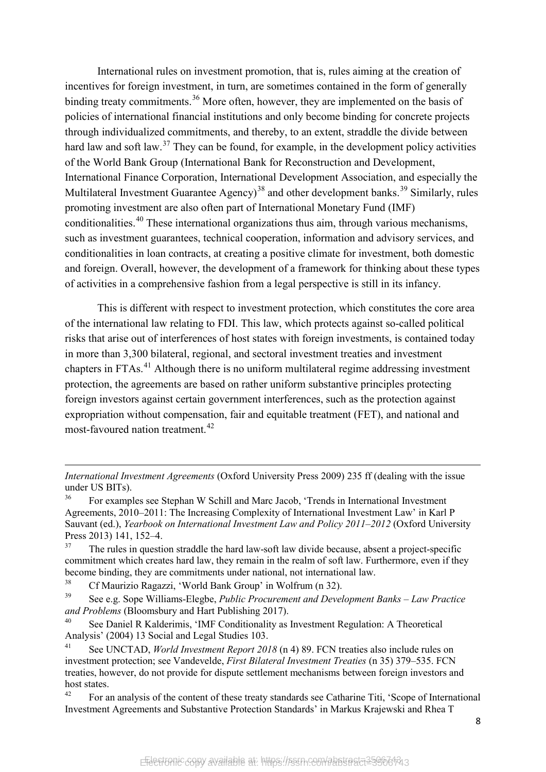International rules on investment promotion, that is, rules aiming at the creation of incentives for foreign investment, in turn, are sometimes contained in the form of generally binding treaty commitments.[36] More often, however, they are implemented on the basis of policies of international financial institutions and only become binding for concrete projects through individualized commitments, and thereby, to an extent, straddle the divide between hard law and soft law.[37] They can be found, for example, in the development policy activities of the World Bank Group (International Bank for Reconstruction and Development, International Finance Corporation, International Development Association, and especially the Multilateral Investment Guarantee Agency)[38] and other development banks.[39] Similarly, rules promoting investment are also often part of International Monetary Fund (IMF) conditionalities.[40] These international organizations thus aim, through various mechanisms, such as investment guarantees, technical cooperation, information and advisory services, and conditionalities in loan contracts, at creating a positive climate for investment, both domestic and foreign. Overall, however, the development of a framework for thinking about these types of activities in a comprehensive fashion from a legal perspective is still in its infancy.

This is different with respect to investment protection, which constitutes the core area of the international law relating to FDI. This law, which protects against so-called political risks that arise out of interferences of host states with foreign investments, is contained today in more than 3,300 bilateral, regional, and sectoral investment treaties and investment chapters in FTAs.[41] Although there is no uniform multilateral regime addressing investment protection, the agreements are based on rather uniform substantive principles protecting foreign investors against certain government interferences, such as the protection against expropriation without compensation, fair and equitable treatment (FET), and national and most-favoured nation treatment.[42]

---

*International Investment Agreements* (Oxford University Press 2009) 235 ff (dealing with the issue under US BITs).

[36] For examples see Stephan W Schill and Marc Jacob, 'Trends in International Investment Agreements, 2010–2011: The Increasing Complexity of International Investment Law' in Karl P Sauvant (ed.), *Yearbook on International Investment Law and Policy 2011–2012* (Oxford University Press 2013) 141, 152–4.

[37] The rules in question straddle the hard law-soft law divide because, absent a project-specific commitment which creates hard law, they remain in the realm of soft law. Furthermore, even if they become binding, they are commitments under national, not international law.

[38] Cf Maurizio Ragazzi, 'World Bank Group' in Wolfrum (n 32).

[39] See e.g. Sope Williams-Elegbe, *Public Procurement and Development Banks – Law Practice and Problems* (Bloomsbury and Hart Publishing 2017).

[40] See Daniel R Kalderimis, 'IMF Conditionality as Investment Regulation: A Theoretical Analysis' (2004) 13 Social and Legal Studies 103.

[41] See UNCTAD, *World Investment Report 2018* (n 4) 89. FCN treaties also include rules on investment protection; see Vandevelde, *First Bilateral Investment Treaties* (n 35) 379–535. FCN treaties, however, do not provide for dispute settlement mechanisms between foreign investors and host states.

[42] For an analysis of the content of these treaty standards see Catharine Titi, 'Scope of International Investment Agreements and Substantive Protection Standards' in Markus Krajewski and Rhea T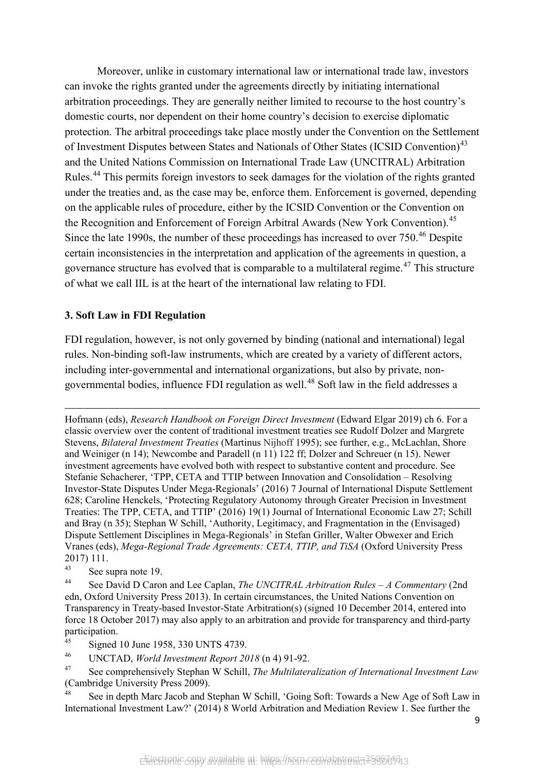Moreover, unlike in customary international law or international trade law, investors can invoke the rights granted under the agreements directly by initiating international arbitration proceedings. They are generally neither limited to recourse to the host country's domestic courts, nor dependent on their home country's decision to exercise diplomatic protection. The arbitral proceedings take place mostly under the Convention on the Settlement of Investment Disputes between States and Nationals of Other States (ICSID Convention)[43] and the United Nations Commission on International Trade Law (UNCITRAL) Arbitration Rules.[44] This permits foreign investors to seek damages for the violation of the rights granted under the treaties and, as the case may be, enforce them. Enforcement is governed, depending on the applicable rules of procedure, either by the ICSID Convention or the Convention on the Recognition and Enforcement of Foreign Arbitral Awards (New York Convention).[45] Since the late 1990s, the number of these proceedings has increased to over 750.[46] Despite certain inconsistencies in the interpretation and application of the agreements in question, a governance structure has evolved that is comparable to a multilateral regime.[47] This structure of what we call IIL is at the heart of the international law relating to FDI.

### 3. Soft Law in FDI Regulation

FDI regulation, however, is not only governed by binding (national and international) legal rules. Non-binding soft-law instruments, which are created by a variety of different actors, including inter-governmental and international organizations, but also by private, non-governmental bodies, influence FDI regulation as well.[48] Soft law in the field addresses a

---

Hofmann (eds), *Research Handbook on Foreign Direct Investment* (Edward Elgar 2019) ch 6. For a classic overview over the content of traditional investment treaties see Rudolf Dolzer and Margrete Stevens, *Bilateral Investment Treaties* (Martinus Nijhoff 1995); see further, e.g., McLachlan, Shore and Weiniger (n 14); Newcombe and Paradell (n 11) 122 ff; Dolzer and Schreuer (n 15). Newer investment agreements have evolved both with respect to substantive content and procedure. See Stefanie Schacherer, 'TPP, CETA and TTIP between Innovation and Consolidation – Resolving Investor-State Disputes Under Mega-Regionals' (2016) 7 Journal of International Dispute Settlement 628; Caroline Henckels, 'Protecting Regulatory Autonomy through Greater Precision in Investment Treaties: The TPP, CETA, and TTIP' (2016) 19(1) Journal of International Economic Law 27; Schill and Bray (n 35); Stephan W Schill, 'Authority, Legitimacy, and Fragmentation in the (Envisaged) Dispute Settlement Disciplines in Mega-Regionals' in Stefan Griller, Walter Obwexer and Erich Vranes (eds), *Mega-Regional Trade Agreements: CETA, TTIP, and TiSA* (Oxford University Press 2017) 111.

[43] See supra note 19.

[44] See David D Caron and Lee Caplan, *The UNCITRAL Arbitration Rules – A Commentary* (2nd edn, Oxford University Press 2013). In certain circumstances, the United Nations Convention on Transparency in Treaty-based Investor-State Arbitration(s) (signed 10 December 2014, entered into force 18 October 2017) may also apply to an arbitration and provide for transparency and third-party participation.

[45] Signed 10 June 1958, 330 UNTS 4739.

[46] UNCTAD, *World Investment Report 2018* (n 4) 91-92.

[47] See comprehensively Stephan W Schill, *The Multilateralization of International Investment Law* (Cambridge University Press 2009).

[48] See in depth Marc Jacob and Stephan W Schill, 'Going Soft: Towards a New Age of Soft Law in International Investment Law?' (2014) 8 World Arbitration and Mediation Review 1. See further the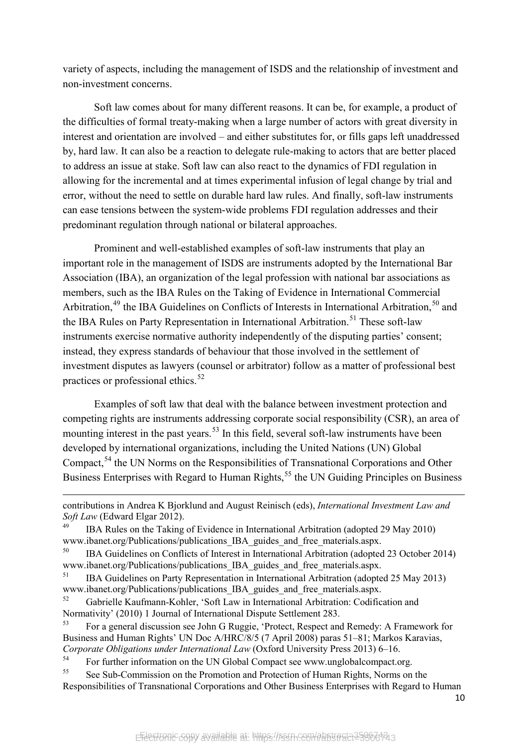variety of aspects, including the management of ISDS and the relationship of investment and non-investment concerns.

Soft law comes about for many different reasons. It can be, for example, a product of the difficulties of formal treaty-making when a large number of actors with great diversity in interest and orientation are involved – and either substitutes for, or fills gaps left unaddressed by, hard law. It can also be a reaction to delegate rule-making to actors that are better placed to address an issue at stake. Soft law can also react to the dynamics of FDI regulation in allowing for the incremental and at times experimental infusion of legal change by trial and error, without the need to settle on durable hard law rules. And finally, soft-law instruments can ease tensions between the system-wide problems FDI regulation addresses and their predominant regulation through national or bilateral approaches.

Prominent and well-established examples of soft-law instruments that play an important role in the management of ISDS are instruments adopted by the International Bar Association (IBA), an organization of the legal profession with national bar associations as members, such as the IBA Rules on the Taking of Evidence in International Commercial Arbitration,[49] the IBA Guidelines on Conflicts of Interests in International Arbitration,[50] and the IBA Rules on Party Representation in International Arbitration.[51] These soft-law instruments exercise normative authority independently of the disputing parties' consent; instead, they express standards of behaviour that those involved in the settlement of investment disputes as lawyers (counsel or arbitrator) follow as a matter of professional best practices or professional ethics.[52]

Examples of soft law that deal with the balance between investment protection and competing rights are instruments addressing corporate social responsibility (CSR), an area of mounting interest in the past years.[53] In this field, several soft-law instruments have been developed by international organizations, including the United Nations (UN) Global Compact,[54] the UN Norms on the Responsibilities of Transnational Corporations and Other Business Enterprises with Regard to Human Rights,[55] the UN Guiding Principles on Business

---

contributions in Andrea K Bjorklund and August Reinisch (eds), *International Investment Law and Soft Law* (Edward Elgar 2012).

[49] IBA Rules on the Taking of Evidence in International Arbitration (adopted 29 May 2010) www.ibanet.org/Publications/publications_IBA_guides_and_free_materials.aspx.

[50] IBA Guidelines on Conflicts of Interest in International Arbitration (adopted 23 October 2014) www.ibanet.org/Publications/publications_IBA_guides_and_free_materials.aspx.

[51] IBA Guidelines on Party Representation in International Arbitration (adopted 25 May 2013) www.ibanet.org/Publications/publications_IBA_guides_and_free_materials.aspx.

[52] Gabrielle Kaufmann-Kohler, 'Soft Law in International Arbitration: Codification and Normativity' (2010) 1 Journal of International Dispute Settlement 283.

[53] For a general discussion see John G Ruggie, 'Protect, Respect and Remedy: A Framework for Business and Human Rights' UN Doc A/HRC/8/5 (7 April 2008) paras 51–81; Markos Karavias, *Corporate Obligations under International Law* (Oxford University Press 2013) 6–16.

[54] For further information on the UN Global Compact see www.unglobalcompact.org.

[55] See Sub-Commission on the Promotion and Protection of Human Rights, Norms on the Responsibilities of Transnational Corporations and Other Business Enterprises with Regard to Human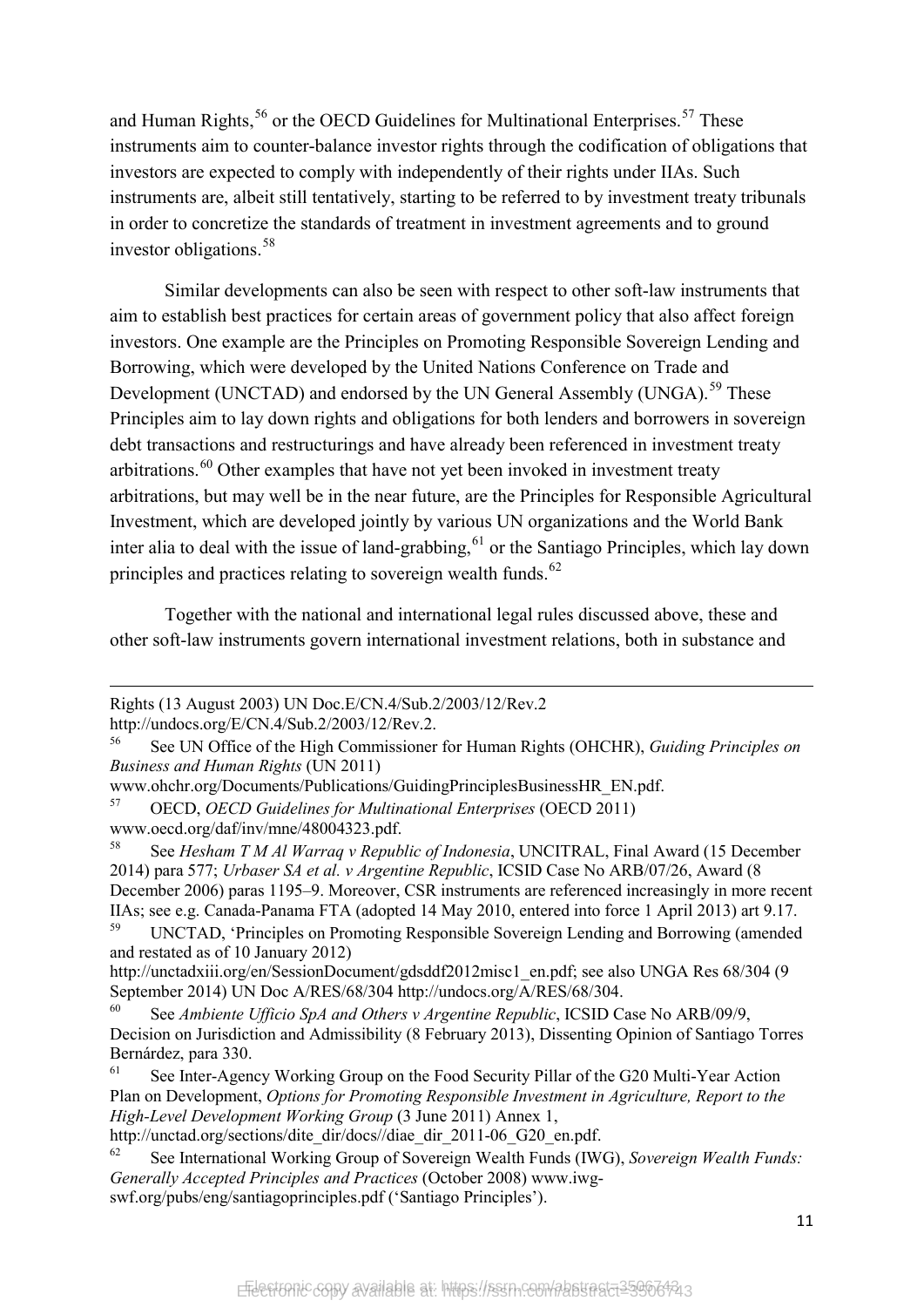and Human Rights,[56] or the OECD Guidelines for Multinational Enterprises.[57] These instruments aim to counter-balance investor rights through the codification of obligations that investors are expected to comply with independently of their rights under IIAs. Such instruments are, albeit still tentatively, starting to be referred to by investment treaty tribunals in order to concretize the standards of treatment in investment agreements and to ground investor obligations.[58]

Similar developments can also be seen with respect to other soft-law instruments that aim to establish best practices for certain areas of government policy that also affect foreign investors. One example are the Principles on Promoting Responsible Sovereign Lending and Borrowing, which were developed by the United Nations Conference on Trade and Development (UNCTAD) and endorsed by the UN General Assembly (UNGA).[59] These Principles aim to lay down rights and obligations for both lenders and borrowers in sovereign debt transactions and restructurings and have already been referenced in investment treaty arbitrations.[60] Other examples that have not yet been invoked in investment treaty arbitrations, but may well be in the near future, are the Principles for Responsible Agricultural Investment, which are developed jointly by various UN organizations and the World Bank inter alia to deal with the issue of land-grabbing,[61] or the Santiago Principles, which lay down principles and practices relating to sovereign wealth funds.[62]

Together with the national and international legal rules discussed above, these and other soft-law instruments govern international investment relations, both in substance and

---

Rights (13 August 2003) UN Doc.E/CN.4/Sub.2/2003/12/Rev.2 http://undocs.org/E/CN.4/Sub.2/2003/12/Rev.2.

[56] See UN Office of the High Commissioner for Human Rights (OHCHR), *Guiding Principles on Business and Human Rights* (UN 2011) www.ohchr.org/Documents/Publications/GuidingPrinciplesBusinessHR_EN.pdf.

[57] OECD, *OECD Guidelines for Multinational Enterprises* (OECD 2011) www.oecd.org/daf/inv/mne/48004323.pdf.

[58] See *Hesham T M Al Warraq v Republic of Indonesia*, UNCITRAL, Final Award (15 December 2014) para 577; *Urbaser SA et al. v Argentine Republic*, ICSID Case No ARB/07/26, Award (8 December 2006) paras 1195–9. Moreover, CSR instruments are referenced increasingly in more recent IIAs; see e.g. Canada-Panama FTA (adopted 14 May 2010, entered into force 1 April 2013) art 9.17.

[59] UNCTAD, 'Principles on Promoting Responsible Sovereign Lending and Borrowing (amended and restated as of 10 January 2012) http://unctadxiii.org/en/SessionDocument/gdsddf2012misc1_en.pdf; see also UNGA Res 68/304 (9 September 2014) UN Doc A/RES/68/304 http://undocs.org/A/RES/68/304.

[60] See *Ambiente Ufficio SpA and Others v Argentine Republic*, ICSID Case No ARB/09/9, Decision on Jurisdiction and Admissibility (8 February 2013), Dissenting Opinion of Santiago Torres Bernárdez, para 330.

[61] See Inter-Agency Working Group on the Food Security Pillar of the G20 Multi-Year Action Plan on Development, *Options for Promoting Responsible Investment in Agriculture, Report to the High-Level Development Working Group* (3 June 2011) Annex 1, http://unctad.org/sections/dite_dir/docs//diae_dir_2011-06_G20_en.pdf.

[62] See International Working Group of Sovereign Wealth Funds (IWG), *Sovereign Wealth Funds: Generally Accepted Principles and Practices* (October 2008) www.iwg-swf.org/pubs/eng/santiagoprinciples.pdf ('Santiago Principles').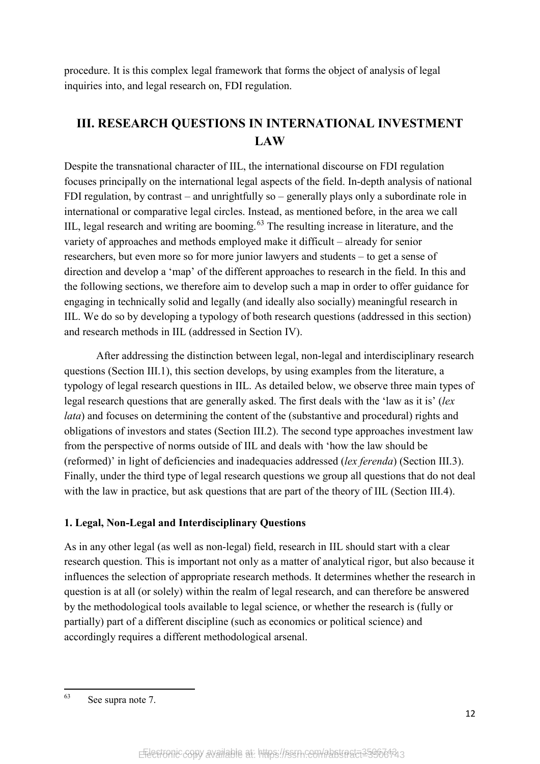procedure. It is this complex legal framework that forms the object of analysis of legal inquiries into, and legal research on, FDI regulation.

## III. RESEARCH QUESTIONS IN INTERNATIONAL INVESTMENT LAW

Despite the transnational character of IIL, the international discourse on FDI regulation focuses principally on the international legal aspects of the field. In-depth analysis of national FDI regulation, by contrast – and unrightfully so – generally plays only a subordinate role in international or comparative legal circles. Instead, as mentioned before, in the area we call IIL, legal research and writing are booming.[63] The resulting increase in literature, and the variety of approaches and methods employed make it difficult – already for senior researchers, but even more so for more junior lawyers and students – to get a sense of direction and develop a 'map' of the different approaches to research in the field. In this and the following sections, we therefore aim to develop such a map in order to offer guidance for engaging in technically solid and legally (and ideally also socially) meaningful research in IIL. We do so by developing a typology of both research questions (addressed in this section) and research methods in IIL (addressed in Section IV).

After addressing the distinction between legal, non-legal and interdisciplinary research questions (Section III.1), this section develops, by using examples from the literature, a typology of legal research questions in IIL. As detailed below, we observe three main types of legal research questions that are generally asked. The first deals with the 'law as it is' (*lex lata*) and focuses on determining the content of the (substantive and procedural) rights and obligations of investors and states (Section III.2). The second type approaches investment law from the perspective of norms outside of IIL and deals with 'how the law should be (reformed)' in light of deficiencies and inadequacies addressed (*lex ferenda*) (Section III.3). Finally, under the third type of legal research questions we group all questions that do not deal with the law in practice, but ask questions that are part of the theory of IIL (Section III.4).

### 1. Legal, Non-Legal and Interdisciplinary Questions

As in any other legal (as well as non-legal) field, research in IIL should start with a clear research question. This is important not only as a matter of analytical rigor, but also because it influences the selection of appropriate research methods. It determines whether the research in question is at all (or solely) within the realm of legal research, and can therefore be answered by the methodological tools available to legal science, or whether the research is (fully or partially) part of a different discipline (such as economics or political science) and accordingly requires a different methodological arsenal.

---

[63] See supra note 7.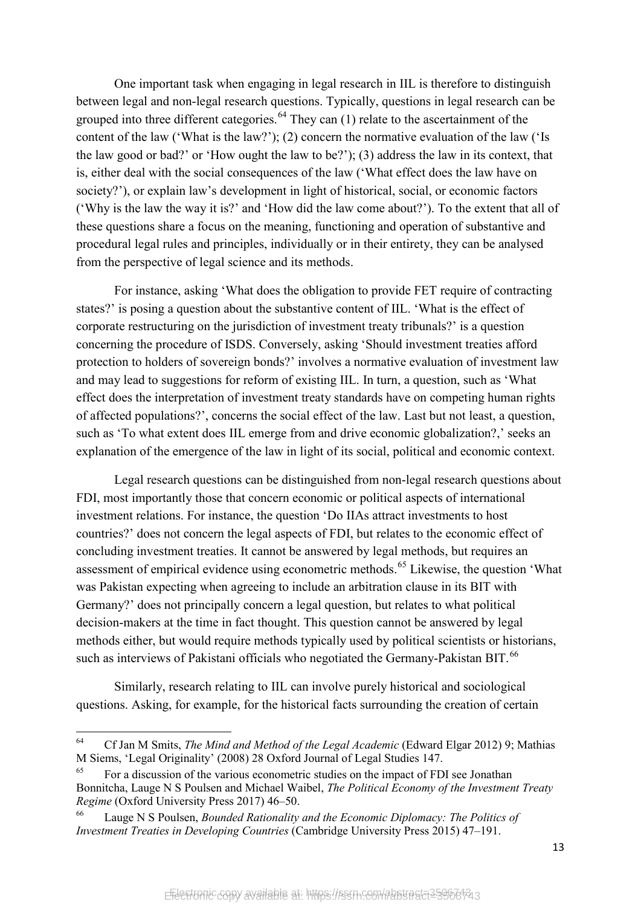One important task when engaging in legal research in IIL is therefore to distinguish between legal and non-legal research questions. Typically, questions in legal research can be grouped into three different categories.[64] They can (1) relate to the ascertainment of the content of the law ('What is the law?'); (2) concern the normative evaluation of the law ('Is the law good or bad?' or 'How ought the law to be?'); (3) address the law in its context, that is, either deal with the social consequences of the law ('What effect does the law have on society?'), or explain law's development in light of historical, social, or economic factors ('Why is the law the way it is?' and 'How did the law come about?'). To the extent that all of these questions share a focus on the meaning, functioning and operation of substantive and procedural legal rules and principles, individually or in their entirety, they can be analysed from the perspective of legal science and its methods.

For instance, asking 'What does the obligation to provide FET require of contracting states?' is posing a question about the substantive content of IIL. 'What is the effect of corporate restructuring on the jurisdiction of investment treaty tribunals?' is a question concerning the procedure of ISDS. Conversely, asking 'Should investment treaties afford protection to holders of sovereign bonds?' involves a normative evaluation of investment law and may lead to suggestions for reform of existing IIL. In turn, a question, such as 'What effect does the interpretation of investment treaty standards have on competing human rights of affected populations?', concerns the social effect of the law. Last but not least, a question, such as 'To what extent does IIL emerge from and drive economic globalization?,' seeks an explanation of the emergence of the law in light of its social, political and economic context.

Legal research questions can be distinguished from non-legal research questions about FDI, most importantly those that concern economic or political aspects of international investment relations. For instance, the question 'Do IIAs attract investments to host countries?' does not concern the legal aspects of FDI, but relates to the economic effect of concluding investment treaties. It cannot be answered by legal methods, but requires an assessment of empirical evidence using econometric methods.[65] Likewise, the question 'What was Pakistan expecting when agreeing to include an arbitration clause in its BIT with Germany?' does not principally concern a legal question, but relates to what political decision-makers at the time in fact thought. This question cannot be answered by legal methods either, but would require methods typically used by political scientists or historians, such as interviews of Pakistani officials who negotiated the Germany-Pakistan BIT.[66]

Similarly, research relating to IIL can involve purely historical and sociological questions. Asking, for example, for the historical facts surrounding the creation of certain

---

[64] Cf Jan M Smits, *The Mind and Method of the Legal Academic* (Edward Elgar 2012) 9; Mathias M Siems, 'Legal Originality' (2008) 28 Oxford Journal of Legal Studies 147.

[65] For a discussion of the various econometric studies on the impact of FDI see Jonathan Bonnitcha, Lauge N S Poulsen and Michael Waibel, *The Political Economy of the Investment Treaty Regime* (Oxford University Press 2017) 46–50.

[66] Lauge N S Poulsen, *Bounded Rationality and the Economic Diplomacy: The Politics of Investment Treaties in Developing Countries* (Cambridge University Press 2015) 47–191.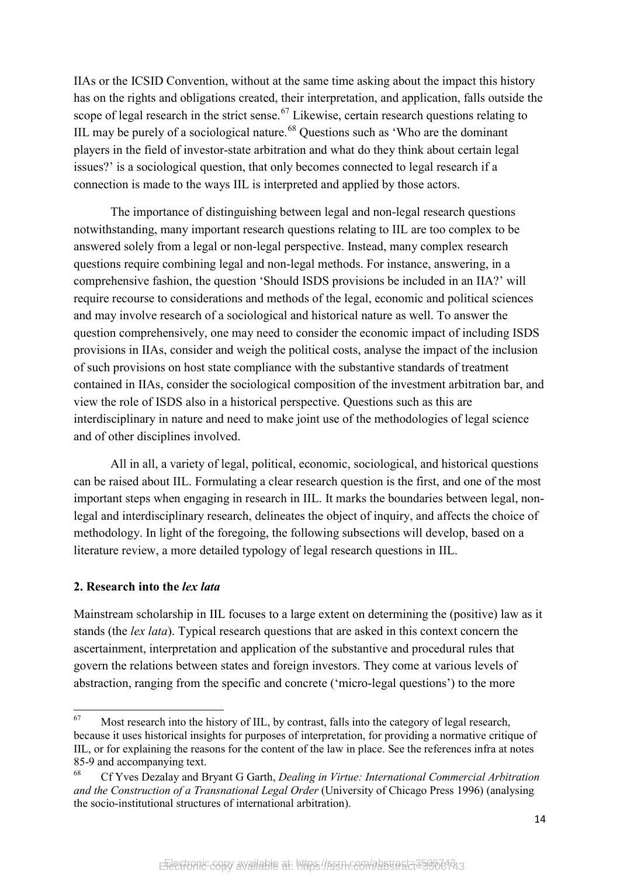IIAs or the ICSID Convention, without at the same time asking about the impact this history has on the rights and obligations created, their interpretation, and application, falls outside the scope of legal research in the strict sense.[67] Likewise, certain research questions relating to IIL may be purely of a sociological nature.[68] Questions such as 'Who are the dominant players in the field of investor-state arbitration and what do they think about certain legal issues?' is a sociological question, that only becomes connected to legal research if a connection is made to the ways IIL is interpreted and applied by those actors.

The importance of distinguishing between legal and non-legal research questions notwithstanding, many important research questions relating to IIL are too complex to be answered solely from a legal or non-legal perspective. Instead, many complex research questions require combining legal and non-legal methods. For instance, answering, in a comprehensive fashion, the question 'Should ISDS provisions be included in an IIA?' will require recourse to considerations and methods of the legal, economic and political sciences and may involve research of a sociological and historical nature as well. To answer the question comprehensively, one may need to consider the economic impact of including ISDS provisions in IIAs, consider and weigh the political costs, analyse the impact of the inclusion of such provisions on host state compliance with the substantive standards of treatment contained in IIAs, consider the sociological composition of the investment arbitration bar, and view the role of ISDS also in a historical perspective. Questions such as this are interdisciplinary in nature and need to make joint use of the methodologies of legal science and of other disciplines involved.

All in all, a variety of legal, political, economic, sociological, and historical questions can be raised about IIL. Formulating a clear research question is the first, and one of the most important steps when engaging in research in IIL. It marks the boundaries between legal, non-legal and interdisciplinary research, delineates the object of inquiry, and affects the choice of methodology. In light of the foregoing, the following subsections will develop, based on a literature review, a more detailed typology of legal research questions in IIL.

**2. Research into the *lex lata***

Mainstream scholarship in IIL focuses to a large extent on determining the (positive) law as it stands (the *lex lata*). Typical research questions that are asked in this context concern the ascertainment, interpretation and application of the substantive and procedural rules that govern the relations between states and foreign investors. They come at various levels of abstraction, ranging from the specific and concrete ('micro-legal questions') to the more

---

[67] Most research into the history of IIL, by contrast, falls into the category of legal research, because it uses historical insights for purposes of interpretation, for providing a normative critique of IIL, or for explaining the reasons for the content of the law in place. See the references infra at notes 85-9 and accompanying text.

[68] Cf Yves Dezalay and Bryant G Garth, *Dealing in Virtue: International Commercial Arbitration and the Construction of a Transnational Legal Order* (University of Chicago Press 1996) (analysing the socio-institutional structures of international arbitration).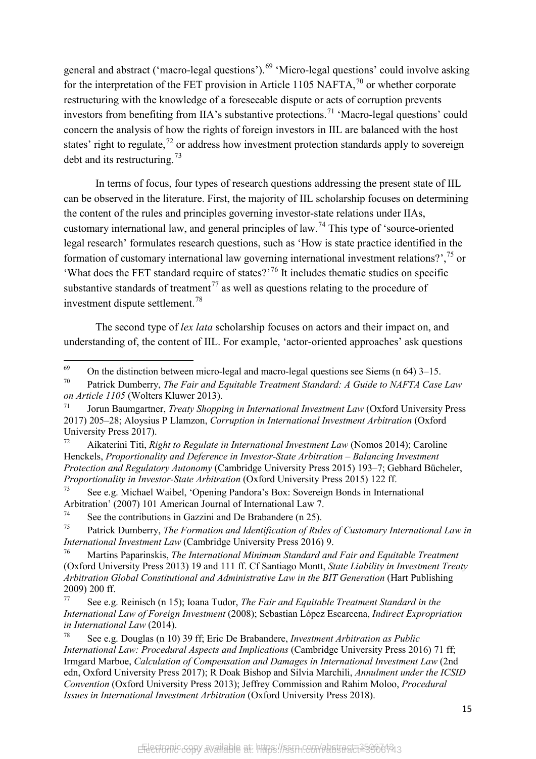general and abstract ('macro-legal questions').[69] 'Micro-legal questions' could involve asking for the interpretation of the FET provision in Article 1105 NAFTA,[70] or whether corporate restructuring with the knowledge of a foreseeable dispute or acts of corruption prevents investors from benefiting from IIA's substantive protections.[71] 'Macro-legal questions' could concern the analysis of how the rights of foreign investors in IIL are balanced with the host states' right to regulate,[72] or address how investment protection standards apply to sovereign debt and its restructuring.[73]

In terms of focus, four types of research questions addressing the present state of IIL can be observed in the literature. First, the majority of IIL scholarship focuses on determining the content of the rules and principles governing investor-state relations under IIAs, customary international law, and general principles of law.[74] This type of 'source-oriented legal research' formulates research questions, such as 'How is state practice identified in the formation of customary international law governing international investment relations?',[75] or 'What does the FET standard require of states?'[76] It includes thematic studies on specific substantive standards of treatment[77] as well as questions relating to the procedure of investment dispute settlement.[78]

The second type of *lex lata* scholarship focuses on actors and their impact on, and understanding of, the content of IIL. For example, 'actor-oriented approaches' ask questions

---

[69] On the distinction between micro-legal and macro-legal questions see Siems (n 64) 3–15.

[70] Patrick Dumberry, *The Fair and Equitable Treatment Standard: A Guide to NAFTA Case Law on Article 1105* (Wolters Kluwer 2013).

[71] Jorun Baumgartner, *Treaty Shopping in International Investment Law* (Oxford University Press 2017) 205–28; Aloysius P Llamzon, *Corruption in International Investment Arbitration* (Oxford University Press 2017).

[72] Aikaterini Titi, *Right to Regulate in International Investment Law* (Nomos 2014); Caroline Henckels, *Proportionality and Deference in Investor-State Arbitration – Balancing Investment Protection and Regulatory Autonomy* (Cambridge University Press 2015) 193–7; Gebhard Bücheler, *Proportionality in Investor-State Arbitration* (Oxford University Press 2015) 122 ff.

[73] See e.g. Michael Waibel, 'Opening Pandora's Box: Sovereign Bonds in International Arbitration' (2007) 101 American Journal of International Law 7.

[74] See the contributions in Gazzini and De Brabandere (n 25).

[75] Patrick Dumberry, *The Formation and Identification of Rules of Customary International Law in International Investment Law* (Cambridge University Press 2016) 9.

[76] Martins Paparinskis, *The International Minimum Standard and Fair and Equitable Treatment* (Oxford University Press 2013) 19 and 111 ff. Cf Santiago Montt, *State Liability in Investment Treaty Arbitration Global Constitutional and Administrative Law in the BIT Generation* (Hart Publishing 2009) 200 ff.

[77] See e.g. Reinisch (n 15); Ioana Tudor, *The Fair and Equitable Treatment Standard in the International Law of Foreign Investment* (2008); Sebastian López Escarcena, *Indirect Expropriation in International Law* (2014).

[78] See e.g. Douglas (n 10) 39 ff; Eric De Brabandere, *Investment Arbitration as Public International Law: Procedural Aspects and Implications* (Cambridge University Press 2016) 71 ff; Irmgard Marboe, *Calculation of Compensation and Damages in International Investment Law* (2nd edn, Oxford University Press 2017); R Doak Bishop and Silvia Marchili, *Annulment under the ICSID Convention* (Oxford University Press 2013); Jeffrey Commission and Rahim Moloo, *Procedural Issues in International Investment Arbitration* (Oxford University Press 2018).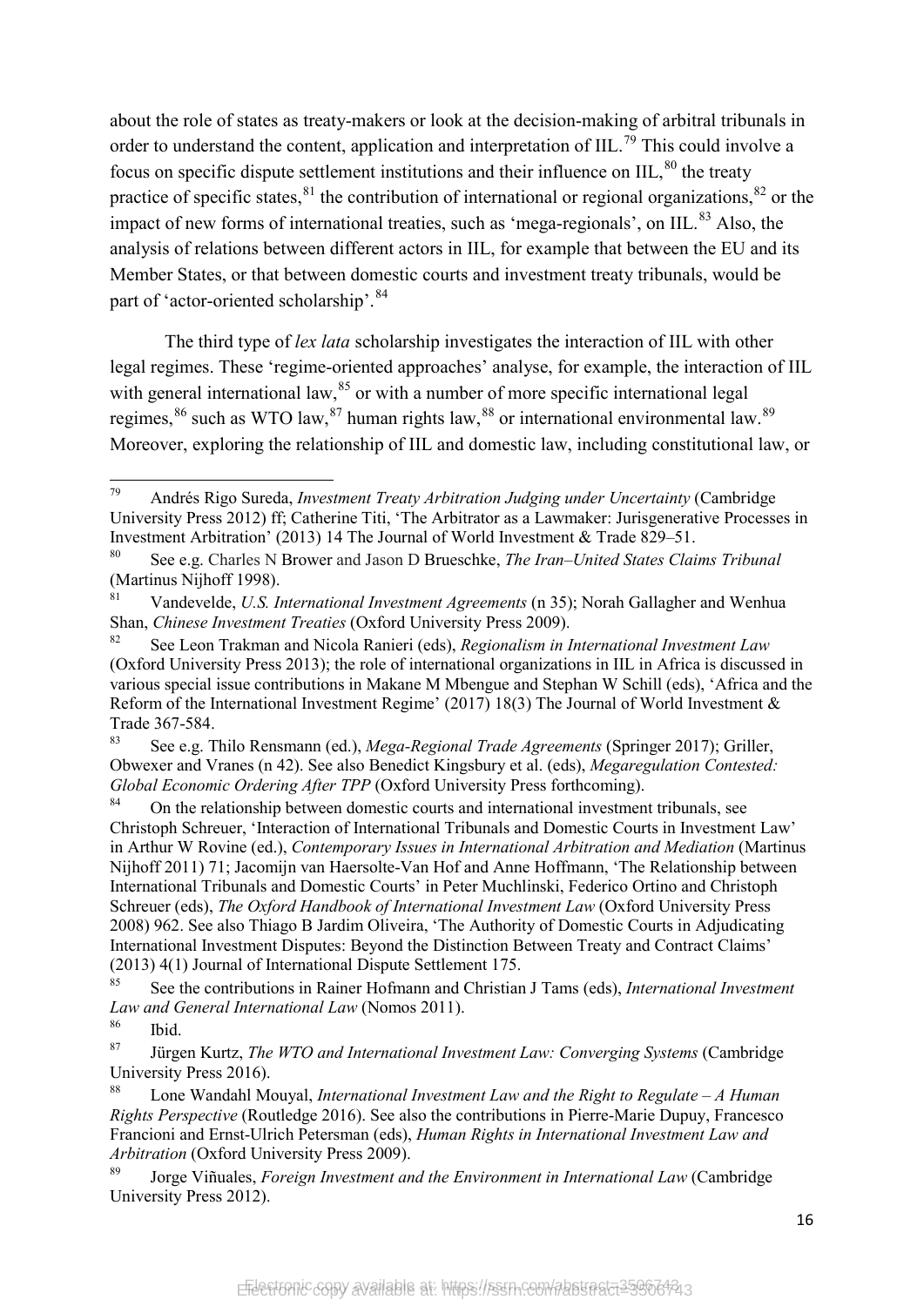about the role of states as treaty-makers or look at the decision-making of arbitral tribunals in order to understand the content, application and interpretation of IIL.[79] This could involve a focus on specific dispute settlement institutions and their influence on IIL,[80] the treaty practice of specific states,[81] the contribution of international or regional organizations,[82] or the impact of new forms of international treaties, such as 'mega-regionals', on IIL.[83] Also, the analysis of relations between different actors in IIL, for example that between the EU and its Member States, or that between domestic courts and investment treaty tribunals, would be part of 'actor-oriented scholarship'.[84]

The third type of *lex lata* scholarship investigates the interaction of IIL with other legal regimes. These 'regime-oriented approaches' analyse, for example, the interaction of IIL with general international law,[85] or with a number of more specific international legal regimes,[86] such as WTO law,[87] human rights law,[88] or international environmental law.[89] Moreover, exploring the relationship of IIL and domestic law, including constitutional law, or

---

[79] Andrés Rigo Sureda, *Investment Treaty Arbitration Judging under Uncertainty* (Cambridge University Press 2012) ff; Catherine Titi, 'The Arbitrator as a Lawmaker: Jurisgenerative Processes in Investment Arbitration' (2013) 14 The Journal of World Investment & Trade 829–51.

[80] See e.g. Charles N Brower and Jason D Brueschke, *The Iran–United States Claims Tribunal* (Martinus Nijhoff 1998).

[81] Vandevelde, *U.S. International Investment Agreements* (n 35); Norah Gallagher and Wenhua Shan, *Chinese Investment Treaties* (Oxford University Press 2009).

[82] See Leon Trakman and Nicola Ranieri (eds), *Regionalism in International Investment Law* (Oxford University Press 2013); the role of international organizations in IIL in Africa is discussed in various special issue contributions in Makane M Mbengue and Stephan W Schill (eds), 'Africa and the Reform of the International Investment Regime' (2017) 18(3) The Journal of World Investment & Trade 367-584.

[83] See e.g. Thilo Rensmann (ed.), *Mega-Regional Trade Agreements* (Springer 2017); Griller, Obwexer and Vranes (n 42). See also Benedict Kingsbury et al. (eds), *Megaregulation Contested: Global Economic Ordering After TPP* (Oxford University Press forthcoming).

[84] On the relationship between domestic courts and international investment tribunals, see Christoph Schreuer, 'Interaction of International Tribunals and Domestic Courts in Investment Law' in Arthur W Rovine (ed.), *Contemporary Issues in International Arbitration and Mediation* (Martinus Nijhoff 2011) 71; Jacomijn van Haersolte-Van Hof and Anne Hoffmann, 'The Relationship between International Tribunals and Domestic Courts' in Peter Muchlinski, Federico Ortino and Christoph Schreuer (eds), *The Oxford Handbook of International Investment Law* (Oxford University Press 2008) 962. See also Thiago B Jardim Oliveira, 'The Authority of Domestic Courts in Adjudicating International Investment Disputes: Beyond the Distinction Between Treaty and Contract Claims' (2013) 4(1) Journal of International Dispute Settlement 175.

[85] See the contributions in Rainer Hofmann and Christian J Tams (eds), *International Investment Law and General International Law* (Nomos 2011).

[86] Ibid.

[87] Jürgen Kurtz, *The WTO and International Investment Law: Converging Systems* (Cambridge University Press 2016).

[88] Lone Wandahl Mouyal, *International Investment Law and the Right to Regulate – A Human Rights Perspective* (Routledge 2016). See also the contributions in Pierre-Marie Dupuy, Francesco Francioni and Ernst-Ulrich Petersman (eds), *Human Rights in International Investment Law and Arbitration* (Oxford University Press 2009).

[89] Jorge Viñuales, *Foreign Investment and the Environment in International Law* (Cambridge University Press 2012).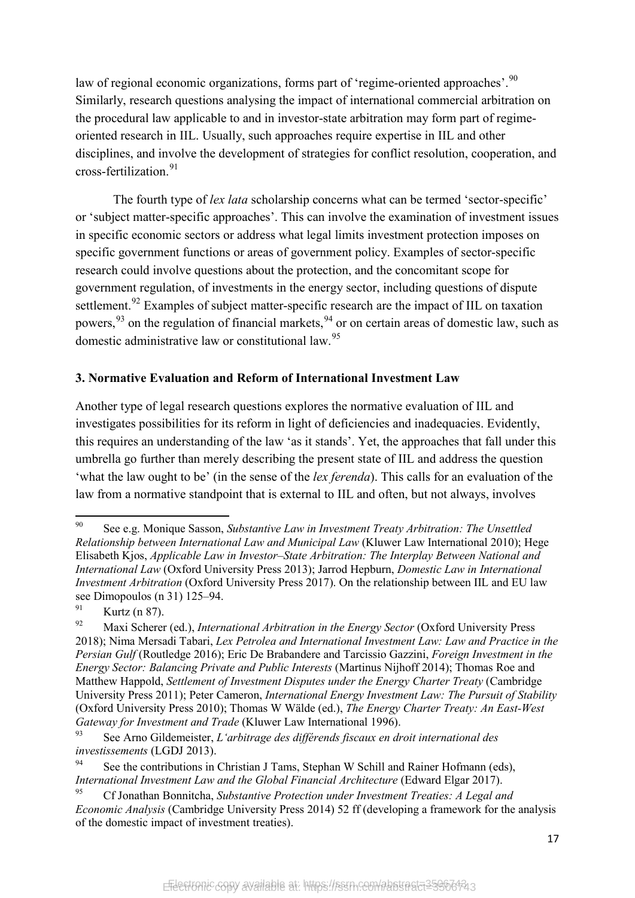law of regional economic organizations, forms part of 'regime-oriented approaches'.[90] Similarly, research questions analysing the impact of international commercial arbitration on the procedural law applicable to and in investor-state arbitration may form part of regime-oriented research in IIL. Usually, such approaches require expertise in IIL and other disciplines, and involve the development of strategies for conflict resolution, cooperation, and cross-fertilization.[91]

The fourth type of *lex lata* scholarship concerns what can be termed 'sector-specific' or 'subject matter-specific approaches'. This can involve the examination of investment issues in specific economic sectors or address what legal limits investment protection imposes on specific government functions or areas of government policy. Examples of sector-specific research could involve questions about the protection, and the concomitant scope for government regulation, of investments in the energy sector, including questions of dispute settlement.[92] Examples of subject matter-specific research are the impact of IIL on taxation powers,[93] on the regulation of financial markets,[94] or on certain areas of domestic law, such as domestic administrative law or constitutional law.[95]

### 3. Normative Evaluation and Reform of International Investment Law

Another type of legal research questions explores the normative evaluation of IIL and investigates possibilities for its reform in light of deficiencies and inadequacies. Evidently, this requires an understanding of the law 'as it stands'. Yet, the approaches that fall under this umbrella go further than merely describing the present state of IIL and address the question 'what the law ought to be' (in the sense of the *lex ferenda*). This calls for an evaluation of the law from a normative standpoint that is external to IIL and often, but not always, involves

---

[90] See e.g. Monique Sasson, *Substantive Law in Investment Treaty Arbitration: The Unsettled Relationship between International Law and Municipal Law* (Kluwer Law International 2010); Hege Elisabeth Kjos, *Applicable Law in Investor–State Arbitration: The Interplay Between National and International Law* (Oxford University Press 2013); Jarrod Hepburn, *Domestic Law in International Investment Arbitration* (Oxford University Press 2017). On the relationship between IIL and EU law see Dimopoulos (n 31) 125–94.

[91] Kurtz (n 87).

[92] Maxi Scherer (ed.), *International Arbitration in the Energy Sector* (Oxford University Press 2018); Nima Mersadi Tabari, *Lex Petrolea and International Investment Law: Law and Practice in the Persian Gulf* (Routledge 2016); Eric De Brabandere and Tarcissio Gazzini, *Foreign Investment in the Energy Sector: Balancing Private and Public Interests* (Martinus Nijhoff 2014); Thomas Roe and Matthew Happold, *Settlement of Investment Disputes under the Energy Charter Treaty* (Cambridge University Press 2011); Peter Cameron, *International Energy Investment Law: The Pursuit of Stability* (Oxford University Press 2010); Thomas W Wälde (ed.), *The Energy Charter Treaty: An East-West Gateway for Investment and Trade* (Kluwer Law International 1996).

[93] See Arno Gildemeister, *L'arbitrage des différends fiscaux en droit international des investissements* (LGDJ 2013).

[94] See the contributions in Christian J Tams, Stephan W Schill and Rainer Hofmann (eds), *International Investment Law and the Global Financial Architecture* (Edward Elgar 2017).

[95] Cf Jonathan Bonnitcha, *Substantive Protection under Investment Treaties: A Legal and Economic Analysis* (Cambridge University Press 2014) 52 ff (developing a framework for the analysis of the domestic impact of investment treaties).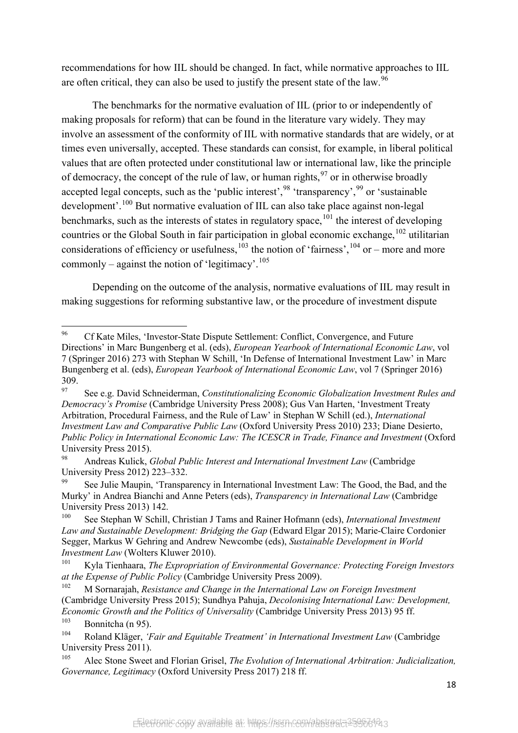recommendations for how IIL should be changed. In fact, while normative approaches to IIL are often critical, they can also be used to justify the present state of the law.[96]

The benchmarks for the normative evaluation of IIL (prior to or independently of making proposals for reform) that can be found in the literature vary widely. They may involve an assessment of the conformity of IIL with normative standards that are widely, or at times even universally, accepted. These standards can consist, for example, in liberal political values that are often protected under constitutional law or international law, like the principle of democracy, the concept of the rule of law, or human rights,[97] or in otherwise broadly accepted legal concepts, such as the 'public interest',[98] 'transparency',[99] or 'sustainable development'.[100] But normative evaluation of IIL can also take place against non-legal benchmarks, such as the interests of states in regulatory space,[101] the interest of developing countries or the Global South in fair participation in global economic exchange,[102] utilitarian considerations of efficiency or usefulness,[103] the notion of 'fairness',[104] or – more and more commonly – against the notion of 'legitimacy'.[105]

Depending on the outcome of the analysis, normative evaluations of IIL may result in making suggestions for reforming substantive law, or the procedure of investment dispute

---

[96] Cf Kate Miles, 'Investor-State Dispute Settlement: Conflict, Convergence, and Future Directions' in Marc Bungenberg et al. (eds), *European Yearbook of International Economic Law*, vol 7 (Springer 2016) 273 with Stephan W Schill, 'In Defense of International Investment Law' in Marc Bungenberg et al. (eds), *European Yearbook of International Economic Law*, vol 7 (Springer 2016) 309.

[97] See e.g. David Schneiderman, *Constitutionalizing Economic Globalization Investment Rules and Democracy's Promise* (Cambridge University Press 2008); Gus Van Harten, 'Investment Treaty Arbitration, Procedural Fairness, and the Rule of Law' in Stephan W Schill (ed.), *International Investment Law and Comparative Public Law* (Oxford University Press 2010) 233; Diane Desierto, *Public Policy in International Economic Law: The ICESCR in Trade, Finance and Investment* (Oxford University Press 2015).

[98] Andreas Kulick, *Global Public Interest and International Investment Law* (Cambridge University Press 2012) 223–332.

[99] See Julie Maupin, 'Transparency in International Investment Law: The Good, the Bad, and the Murky' in Andrea Bianchi and Anne Peters (eds), *Transparency in International Law* (Cambridge University Press 2013) 142.

[100] See Stephan W Schill, Christian J Tams and Rainer Hofmann (eds), *International Investment Law and Sustainable Development: Bridging the Gap* (Edward Elgar 2015); Marie-Claire Cordonier Segger, Markus W Gehring and Andrew Newcombe (eds), *Sustainable Development in World Investment Law* (Wolters Kluwer 2010).

[101] Kyla Tienhaara, *The Expropriation of Environmental Governance: Protecting Foreign Investors at the Expense of Public Policy* (Cambridge University Press 2009).

[102] M Sornarajah, *Resistance and Change in the International Law on Foreign Investment* (Cambridge University Press 2015); Sundhya Pahuja, *Decolonising International Law: Development, Economic Growth and the Politics of Universality* (Cambridge University Press 2013) 95 ff.

[103] Bonnitcha (n 95).

[104] Roland Kläger, *'Fair and Equitable Treatment' in International Investment Law* (Cambridge University Press 2011).

[105] Alec Stone Sweet and Florian Grisel, *The Evolution of International Arbitration: Judicialization, Governance, Legitimacy* (Oxford University Press 2017) 218 ff.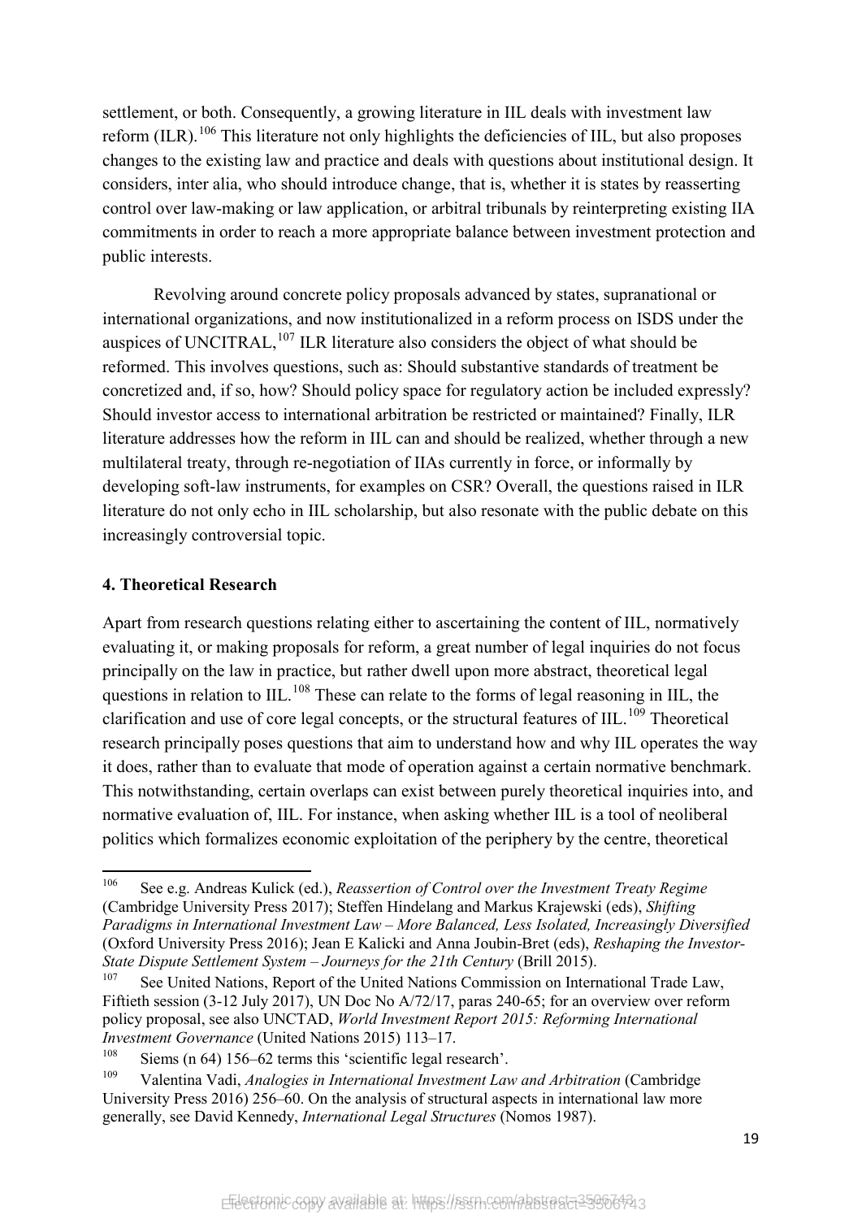settlement, or both. Consequently, a growing literature in IIL deals with investment law reform (ILR).[106] This literature not only highlights the deficiencies of IIL, but also proposes changes to the existing law and practice and deals with questions about institutional design. It considers, inter alia, who should introduce change, that is, whether it is states by reasserting control over law-making or law application, or arbitral tribunals by reinterpreting existing IIA commitments in order to reach a more appropriate balance between investment protection and public interests.

Revolving around concrete policy proposals advanced by states, supranational or international organizations, and now institutionalized in a reform process on ISDS under the auspices of UNCITRAL,[107] ILR literature also considers the object of what should be reformed. This involves questions, such as: Should substantive standards of treatment be concretized and, if so, how? Should policy space for regulatory action be included expressly? Should investor access to international arbitration be restricted or maintained? Finally, ILR literature addresses how the reform in IIL can and should be realized, whether through a new multilateral treaty, through re-negotiation of IIAs currently in force, or informally by developing soft-law instruments, for examples on CSR? Overall, the questions raised in ILR literature do not only echo in IIL scholarship, but also resonate with the public debate on this increasingly controversial topic.

## 4. Theoretical Research

Apart from research questions relating either to ascertaining the content of IIL, normatively evaluating it, or making proposals for reform, a great number of legal inquiries do not focus principally on the law in practice, but rather dwell upon more abstract, theoretical legal questions in relation to IIL.[108] These can relate to the forms of legal reasoning in IIL, the clarification and use of core legal concepts, or the structural features of IIL.[109] Theoretical research principally poses questions that aim to understand how and why IIL operates the way it does, rather than to evaluate that mode of operation against a certain normative benchmark. This notwithstanding, certain overlaps can exist between purely theoretical inquiries into, and normative evaluation of, IIL. For instance, when asking whether IIL is a tool of neoliberal politics which formalizes economic exploitation of the periphery by the centre, theoretical

---

[106] See e.g. Andreas Kulick (ed.), *Reassertion of Control over the Investment Treaty Regime* (Cambridge University Press 2017); Steffen Hindelang and Markus Krajewski (eds), *Shifting Paradigms in International Investment Law – More Balanced, Less Isolated, Increasingly Diversified* (Oxford University Press 2016); Jean E Kalicki and Anna Joubin-Bret (eds), *Reshaping the Investor-State Dispute Settlement System – Journeys for the 21th Century* (Brill 2015).

[107] See United Nations, Report of the United Nations Commission on International Trade Law, Fiftieth session (3-12 July 2017), UN Doc No A/72/17, paras 240-65; for an overview over reform policy proposal, see also UNCTAD, *World Investment Report 2015: Reforming International Investment Governance* (United Nations 2015) 113–17.

[108] Siems (n 64) 156–62 terms this 'scientific legal research'.

[109] Valentina Vadi, *Analogies in International Investment Law and Arbitration* (Cambridge University Press 2016) 256–60. On the analysis of structural aspects in international law more generally, see David Kennedy, *International Legal Structures* (Nomos 1987).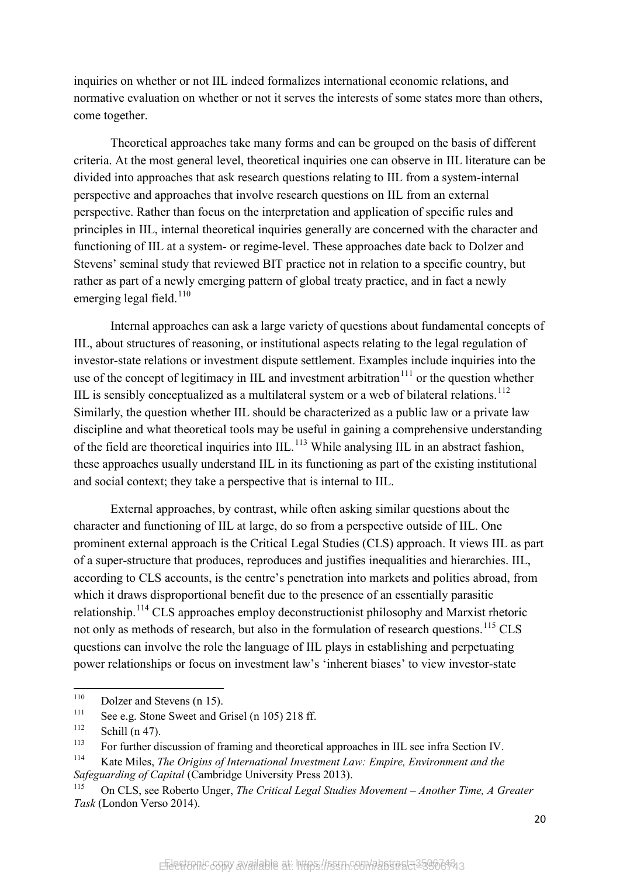inquiries on whether or not IIL indeed formalizes international economic relations, and normative evaluation on whether or not it serves the interests of some states more than others, come together.

Theoretical approaches take many forms and can be grouped on the basis of different criteria. At the most general level, theoretical inquiries one can observe in IIL literature can be divided into approaches that ask research questions relating to IIL from a system-internal perspective and approaches that involve research questions on IIL from an external perspective. Rather than focus on the interpretation and application of specific rules and principles in IIL, internal theoretical inquiries generally are concerned with the character and functioning of IIL at a system- or regime-level. These approaches date back to Dolzer and Stevens' seminal study that reviewed BIT practice not in relation to a specific country, but rather as part of a newly emerging pattern of global treaty practice, and in fact a newly emerging legal field.[110]

Internal approaches can ask a large variety of questions about fundamental concepts of IIL, about structures of reasoning, or institutional aspects relating to the legal regulation of investor-state relations or investment dispute settlement. Examples include inquiries into the use of the concept of legitimacy in IIL and investment arbitration[111] or the question whether IIL is sensibly conceptualized as a multilateral system or a web of bilateral relations.[112] Similarly, the question whether IIL should be characterized as a public law or a private law discipline and what theoretical tools may be useful in gaining a comprehensive understanding of the field are theoretical inquiries into IIL.[113] While analysing IIL in an abstract fashion, these approaches usually understand IIL in its functioning as part of the existing institutional and social context; they take a perspective that is internal to IIL.

External approaches, by contrast, while often asking similar questions about the character and functioning of IIL at large, do so from a perspective outside of IIL. One prominent external approach is the Critical Legal Studies (CLS) approach. It views IIL as part of a super-structure that produces, reproduces and justifies inequalities and hierarchies. IIL, according to CLS accounts, is the centre's penetration into markets and polities abroad, from which it draws disproportional benefit due to the presence of an essentially parasitic relationship.[114] CLS approaches employ deconstructionist philosophy and Marxist rhetoric not only as methods of research, but also in the formulation of research questions.[115] CLS questions can involve the role the language of IIL plays in establishing and perpetuating power relationships or focus on investment law's 'inherent biases' to view investor-state

---

[110] Dolzer and Stevens (n 15).

[111] See e.g. Stone Sweet and Grisel (n 105) 218 ff.

[112] Schill (n 47).

[113] For further discussion of framing and theoretical approaches in IIL see infra Section IV.

[114] Kate Miles, *The Origins of International Investment Law: Empire, Environment and the Safeguarding of Capital* (Cambridge University Press 2013).

[115] On CLS, see Roberto Unger, *The Critical Legal Studies Movement – Another Time, A Greater Task* (London Verso 2014).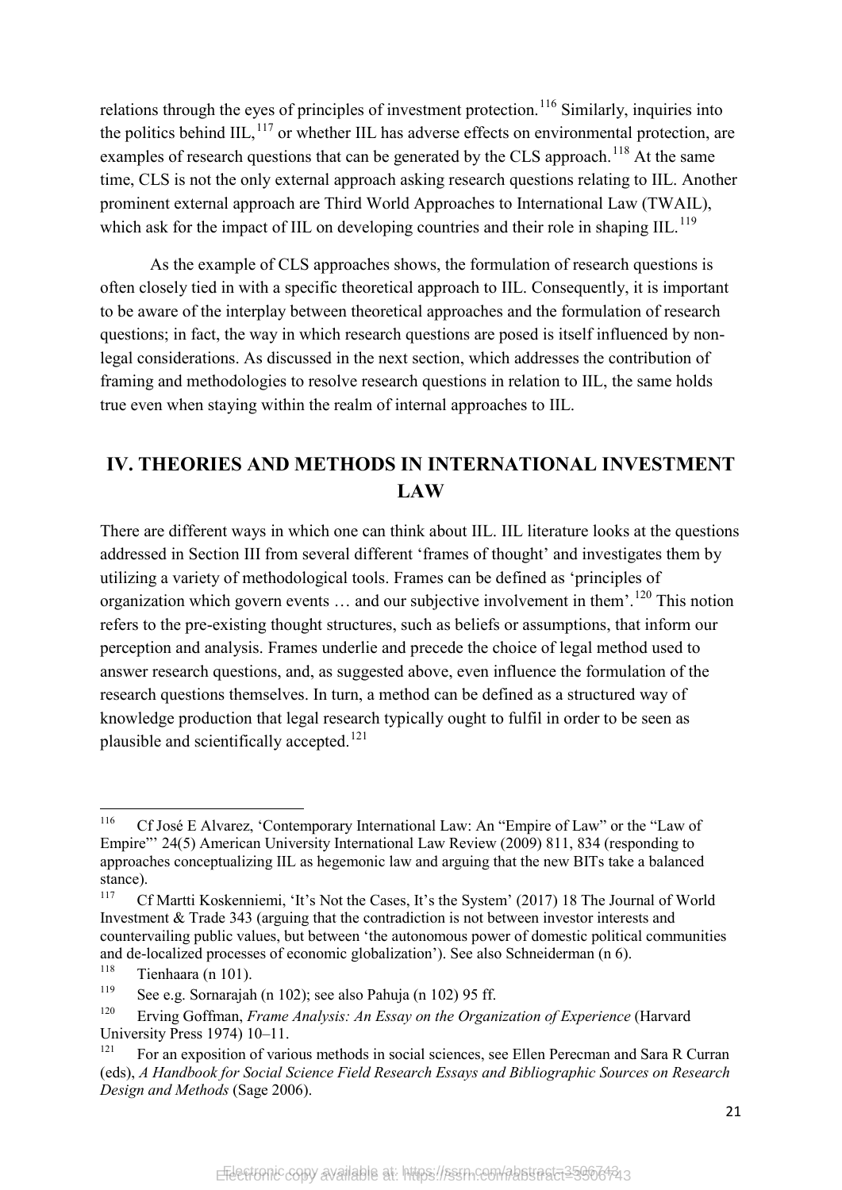relations through the eyes of principles of investment protection.[116] Similarly, inquiries into the politics behind IIL,[117] or whether IIL has adverse effects on environmental protection, are examples of research questions that can be generated by the CLS approach.[118] At the same time, CLS is not the only external approach asking research questions relating to IIL. Another prominent external approach are Third World Approaches to International Law (TWAIL), which ask for the impact of IIL on developing countries and their role in shaping IIL.[119]

As the example of CLS approaches shows, the formulation of research questions is often closely tied in with a specific theoretical approach to IIL. Consequently, it is important to be aware of the interplay between theoretical approaches and the formulation of research questions; in fact, the way in which research questions are posed is itself influenced by non-legal considerations. As discussed in the next section, which addresses the contribution of framing and methodologies to resolve research questions in relation to IIL, the same holds true even when staying within the realm of internal approaches to IIL.

## IV. THEORIES AND METHODS IN INTERNATIONAL INVESTMENT LAW

There are different ways in which one can think about IIL. IIL literature looks at the questions addressed in Section III from several different 'frames of thought' and investigates them by utilizing a variety of methodological tools. Frames can be defined as 'principles of organization which govern events … and our subjective involvement in them'.[120] This notion refers to the pre-existing thought structures, such as beliefs or assumptions, that inform our perception and analysis. Frames underlie and precede the choice of legal method used to answer research questions, and, as suggested above, even influence the formulation of the research questions themselves. In turn, a method can be defined as a structured way of knowledge production that legal research typically ought to fulfil in order to be seen as plausible and scientifically accepted.[121]

---

[116] Cf José E Alvarez, 'Contemporary International Law: An "Empire of Law" or the "Law of Empire"' 24(5) American University International Law Review (2009) 811, 834 (responding to approaches conceptualizing IIL as hegemonic law and arguing that the new BITs take a balanced stance).

[117] Cf Martti Koskenniemi, 'It's Not the Cases, It's the System' (2017) 18 The Journal of World Investment & Trade 343 (arguing that the contradiction is not between investor interests and countervailing public values, but between 'the autonomous power of domestic political communities and de-localized processes of economic globalization'). See also Schneiderman (n 6).

[118] Tienhaara (n 101).

[119] See e.g. Sornarajah (n 102); see also Pahuja (n 102) 95 ff.

[120] Erving Goffman, *Frame Analysis: An Essay on the Organization of Experience* (Harvard University Press 1974) 10–11.

[121] For an exposition of various methods in social sciences, see Ellen Perecman and Sara R Curran (eds), *A Handbook for Social Science Field Research Essays and Bibliographic Sources on Research Design and Methods* (Sage 2006).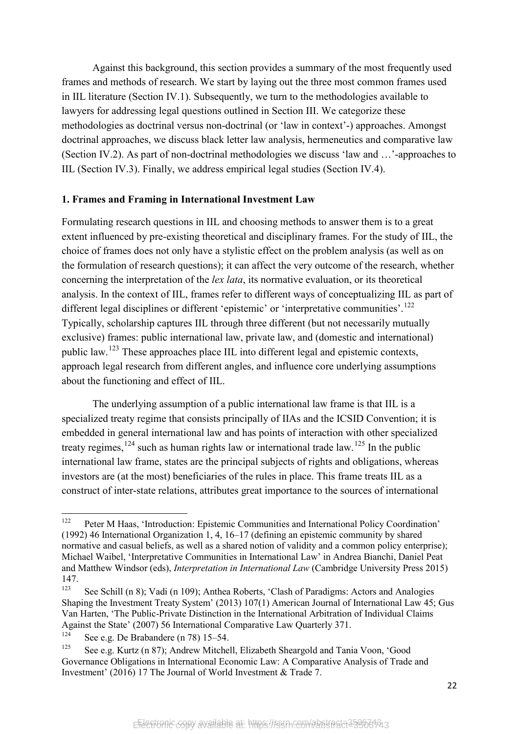Against this background, this section provides a summary of the most frequently used frames and methods of research. We start by laying out the three most common frames used in IIL literature (Section IV.1). Subsequently, we turn to the methodologies available to lawyers for addressing legal questions outlined in Section III. We categorize these methodologies as doctrinal versus non-doctrinal (or 'law in context'-) approaches. Amongst doctrinal approaches, we discuss black letter law analysis, hermeneutics and comparative law (Section IV.2). As part of non-doctrinal methodologies we discuss 'law and …'-approaches to IIL (Section IV.3). Finally, we address empirical legal studies (Section IV.4).

### 1. Frames and Framing in International Investment Law

Formulating research questions in IIL and choosing methods to answer them is to a great extent influenced by pre-existing theoretical and disciplinary frames. For the study of IIL, the choice of frames does not only have a stylistic effect on the problem analysis (as well as on the formulation of research questions); it can affect the very outcome of the research, whether concerning the interpretation of the *lex lata*, its normative evaluation, or its theoretical analysis. In the context of IIL, frames refer to different ways of conceptualizing IIL as part of different legal disciplines or different 'epistemic' or 'interpretative communities'.[122] Typically, scholarship captures IIL through three different (but not necessarily mutually exclusive) frames: public international law, private law, and (domestic and international) public law.[123] These approaches place IIL into different legal and epistemic contexts, approach legal research from different angles, and influence core underlying assumptions about the functioning and effect of IIL.

The underlying assumption of a public international law frame is that IIL is a specialized treaty regime that consists principally of IIAs and the ICSID Convention; it is embedded in general international law and has points of interaction with other specialized treaty regimes,[124] such as human rights law or international trade law.[125] In the public international law frame, states are the principal subjects of rights and obligations, whereas investors are (at the most) beneficiaries of the rules in place. This frame treats IIL as a construct of inter-state relations, attributes great importance to the sources of international

---

[122] Peter M Haas, 'Introduction: Epistemic Communities and International Policy Coordination' (1992) 46 International Organization 1, 4, 16–17 (defining an epistemic community by shared normative and casual beliefs, as well as a shared notion of validity and a common policy enterprise); Michael Waibel, 'Interpretative Communities in International Law' in Andrea Bianchi, Daniel Peat and Matthew Windsor (eds), *Interpretation in International Law* (Cambridge University Press 2015) 147.

[123] See Schill (n 8); Vadi (n 109); Anthea Roberts, 'Clash of Paradigms: Actors and Analogies Shaping the Investment Treaty System' (2013) 107(1) American Journal of International Law 45; Gus Van Harten, 'The Public-Private Distinction in the International Arbitration of Individual Claims Against the State' (2007) 56 International Comparative Law Quarterly 371.

[124] See e.g. De Brabandere (n 78) 15–54.

[125] See e.g. Kurtz (n 87); Andrew Mitchell, Elizabeth Sheargold and Tania Voon, 'Good Governance Obligations in International Economic Law: A Comparative Analysis of Trade and Investment' (2016) 17 The Journal of World Investment & Trade 7.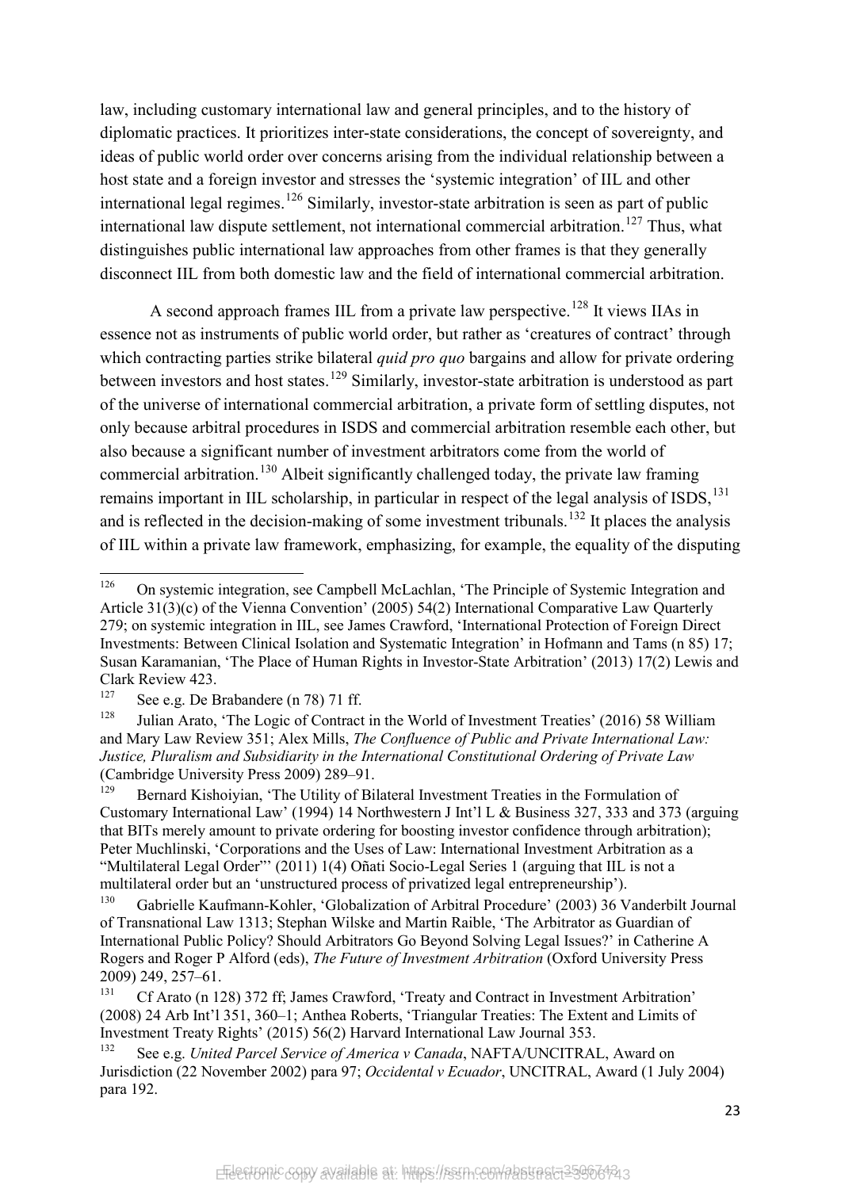law, including customary international law and general principles, and to the history of diplomatic practices. It prioritizes inter-state considerations, the concept of sovereignty, and ideas of public world order over concerns arising from the individual relationship between a host state and a foreign investor and stresses the 'systemic integration' of IIL and other international legal regimes.[126] Similarly, investor-state arbitration is seen as part of public international law dispute settlement, not international commercial arbitration.[127] Thus, what distinguishes public international law approaches from other frames is that they generally disconnect IIL from both domestic law and the field of international commercial arbitration.

A second approach frames IIL from a private law perspective.[128] It views IIAs in essence not as instruments of public world order, but rather as 'creatures of contract' through which contracting parties strike bilateral *quid pro quo* bargains and allow for private ordering between investors and host states.[129] Similarly, investor-state arbitration is understood as part of the universe of international commercial arbitration, a private form of settling disputes, not only because arbitral procedures in ISDS and commercial arbitration resemble each other, but also because a significant number of investment arbitrators come from the world of commercial arbitration.[130] Albeit significantly challenged today, the private law framing remains important in IIL scholarship, in particular in respect of the legal analysis of ISDS,[131] and is reflected in the decision-making of some investment tribunals.[132] It places the analysis of IIL within a private law framework, emphasizing, for example, the equality of the disputing

---

[126] On systemic integration, see Campbell McLachlan, 'The Principle of Systemic Integration and Article 31(3)(c) of the Vienna Convention' (2005) 54(2) International Comparative Law Quarterly 279; on systemic integration in IIL, see James Crawford, 'International Protection of Foreign Direct Investments: Between Clinical Isolation and Systematic Integration' in Hofmann and Tams (n 85) 17; Susan Karamanian, 'The Place of Human Rights in Investor-State Arbitration' (2013) 17(2) Lewis and Clark Review 423.

[127] See e.g. De Brabandere (n 78) 71 ff.

[128] Julian Arato, 'The Logic of Contract in the World of Investment Treaties' (2016) 58 William and Mary Law Review 351; Alex Mills, *The Confluence of Public and Private International Law: Justice, Pluralism and Subsidiarity in the International Constitutional Ordering of Private Law* (Cambridge University Press 2009) 289–91.

[129] Bernard Kishoiyian, 'The Utility of Bilateral Investment Treaties in the Formulation of Customary International Law' (1994) 14 Northwestern J Int'l L & Business 327, 333 and 373 (arguing that BITs merely amount to private ordering for boosting investor confidence through arbitration); Peter Muchlinski, 'Corporations and the Uses of Law: International Investment Arbitration as a "Multilateral Legal Order"' (2011) 1(4) Oñati Socio-Legal Series 1 (arguing that IIL is not a multilateral order but an 'unstructured process of privatized legal entrepreneurship').

[130] Gabrielle Kaufmann-Kohler, 'Globalization of Arbitral Procedure' (2003) 36 Vanderbilt Journal of Transnational Law 1313; Stephan Wilske and Martin Raible, 'The Arbitrator as Guardian of International Public Policy? Should Arbitrators Go Beyond Solving Legal Issues?' in Catherine A Rogers and Roger P Alford (eds), *The Future of Investment Arbitration* (Oxford University Press 2009) 249, 257–61.

[131] Cf Arato (n 128) 372 ff; James Crawford, 'Treaty and Contract in Investment Arbitration' (2008) 24 Arb Int'l 351, 360–1; Anthea Roberts, 'Triangular Treaties: The Extent and Limits of Investment Treaty Rights' (2015) 56(2) Harvard International Law Journal 353.

[132] See e.g. *United Parcel Service of America v Canada*, NAFTA/UNCITRAL, Award on Jurisdiction (22 November 2002) para 97; *Occidental v Ecuador*, UNCITRAL, Award (1 July 2004) para 192.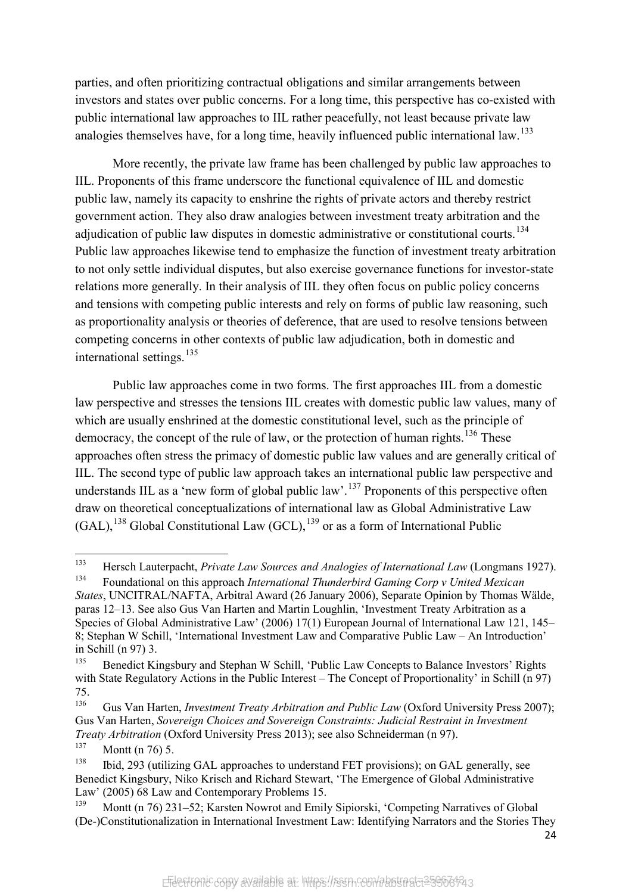parties, and often prioritizing contractual obligations and similar arrangements between investors and states over public concerns. For a long time, this perspective has co-existed with public international law approaches to IIL rather peacefully, not least because private law analogies themselves have, for a long time, heavily influenced public international law.[133]

More recently, the private law frame has been challenged by public law approaches to IIL. Proponents of this frame underscore the functional equivalence of IIL and domestic public law, namely its capacity to enshrine the rights of private actors and thereby restrict government action. They also draw analogies between investment treaty arbitration and the adjudication of public law disputes in domestic administrative or constitutional courts.[134] Public law approaches likewise tend to emphasize the function of investment treaty arbitration to not only settle individual disputes, but also exercise governance functions for investor-state relations more generally. In their analysis of IIL they often focus on public policy concerns and tensions with competing public interests and rely on forms of public law reasoning, such as proportionality analysis or theories of deference, that are used to resolve tensions between competing concerns in other contexts of public law adjudication, both in domestic and international settings.[135]

Public law approaches come in two forms. The first approaches IIL from a domestic law perspective and stresses the tensions IIL creates with domestic public law values, many of which are usually enshrined at the domestic constitutional level, such as the principle of democracy, the concept of the rule of law, or the protection of human rights.[136] These approaches often stress the primacy of domestic public law values and are generally critical of IIL. The second type of public law approach takes an international public law perspective and understands IIL as a 'new form of global public law'.[137] Proponents of this perspective often draw on theoretical conceptualizations of international law as Global Administrative Law (GAL),[138] Global Constitutional Law (GCL),[139] or as a form of International Public

---

[133] Hersch Lauterpacht, *Private Law Sources and Analogies of International Law* (Longmans 1927).

[134] Foundational on this approach *International Thunderbird Gaming Corp v United Mexican States*, UNCITRAL/NAFTA, Arbitral Award (26 January 2006), Separate Opinion by Thomas Wälde, paras 12–13. See also Gus Van Harten and Martin Loughlin, 'Investment Treaty Arbitration as a Species of Global Administrative Law' (2006) 17(1) European Journal of International Law 121, 145–8; Stephan W Schill, 'International Investment Law and Comparative Public Law – An Introduction' in Schill (n 97) 3.

[135] Benedict Kingsbury and Stephan W Schill, 'Public Law Concepts to Balance Investors' Rights with State Regulatory Actions in the Public Interest – The Concept of Proportionality' in Schill (n 97) 75.

[136] Gus Van Harten, *Investment Treaty Arbitration and Public Law* (Oxford University Press 2007); Gus Van Harten, *Sovereign Choices and Sovereign Constraints: Judicial Restraint in Investment Treaty Arbitration* (Oxford University Press 2013); see also Schneiderman (n 97).

[137] Montt (n 76) 5.

[138] Ibid, 293 (utilizing GAL approaches to understand FET provisions); on GAL generally, see Benedict Kingsbury, Niko Krisch and Richard Stewart, 'The Emergence of Global Administrative Law' (2005) 68 Law and Contemporary Problems 15.

[139] Montt (n 76) 231–52; Karsten Nowrot and Emily Sipiorski, 'Competing Narratives of Global (De-)Constitutionalization in International Investment Law: Identifying Narrators and the Stories They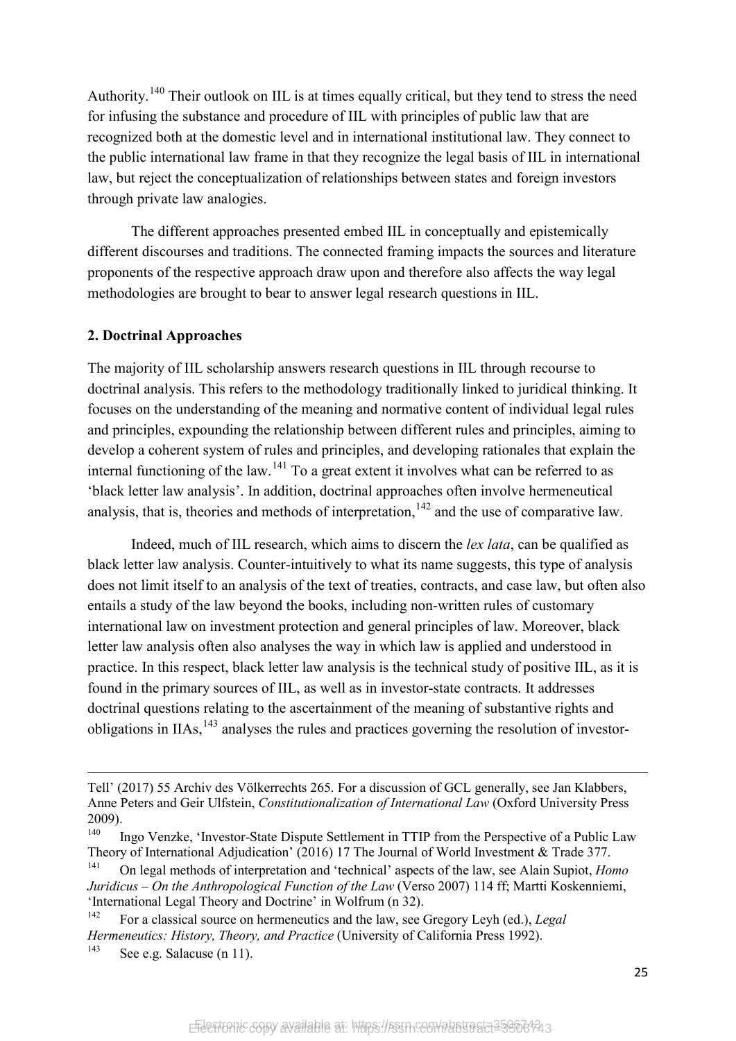Authority.[140] Their outlook on IIL is at times equally critical, but they tend to stress the need for infusing the substance and procedure of IIL with principles of public law that are recognized both at the domestic level and in international institutional law. They connect to the public international law frame in that they recognize the legal basis of IIL in international law, but reject the conceptualization of relationships between states and foreign investors through private law analogies.

The different approaches presented embed IIL in conceptually and epistemically different discourses and traditions. The connected framing impacts the sources and literature proponents of the respective approach draw upon and therefore also affects the way legal methodologies are brought to bear to answer legal research questions in IIL.

## 2. Doctrinal Approaches

The majority of IIL scholarship answers research questions in IIL through recourse to doctrinal analysis. This refers to the methodology traditionally linked to juridical thinking. It focuses on the understanding of the meaning and normative content of individual legal rules and principles, expounding the relationship between different rules and principles, aiming to develop a coherent system of rules and principles, and developing rationales that explain the internal functioning of the law.[141] To a great extent it involves what can be referred to as 'black letter law analysis'. In addition, doctrinal approaches often involve hermeneutical analysis, that is, theories and methods of interpretation,[142] and the use of comparative law.

Indeed, much of IIL research, which aims to discern the *lex lata*, can be qualified as black letter law analysis. Counter-intuitively to what its name suggests, this type of analysis does not limit itself to an analysis of the text of treaties, contracts, and case law, but often also entails a study of the law beyond the books, including non-written rules of customary international law on investment protection and general principles of law. Moreover, black letter law analysis often also analyses the way in which law is applied and understood in practice. In this respect, black letter law analysis is the technical study of positive IIL, as it is found in the primary sources of IIL, as well as in investor-state contracts. It addresses doctrinal questions relating to the ascertainment of the meaning of substantive rights and obligations in IIAs,[143] analyses the rules and practices governing the resolution of investor-

---

Tell' (2017) 55 Archiv des Völkerrechts 265. For a discussion of GCL generally, see Jan Klabbers, Anne Peters and Geir Ulfstein, *Constitutionalization of International Law* (Oxford University Press 2009).

[140] Ingo Venzke, 'Investor-State Dispute Settlement in TTIP from the Perspective of a Public Law Theory of International Adjudication' (2016) 17 The Journal of World Investment & Trade 377.

[141] On legal methods of interpretation and 'technical' aspects of the law, see Alain Supiot, *Homo Juridicus – On the Anthropological Function of the Law* (Verso 2007) 114 ff; Martti Koskenniemi, 'International Legal Theory and Doctrine' in Wolfrum (n 32).

[142] For a classical source on hermeneutics and the law, see Gregory Leyh (ed.), *Legal Hermeneutics: History, Theory, and Practice* (University of California Press 1992).

[143] See e.g. Salacuse (n 11).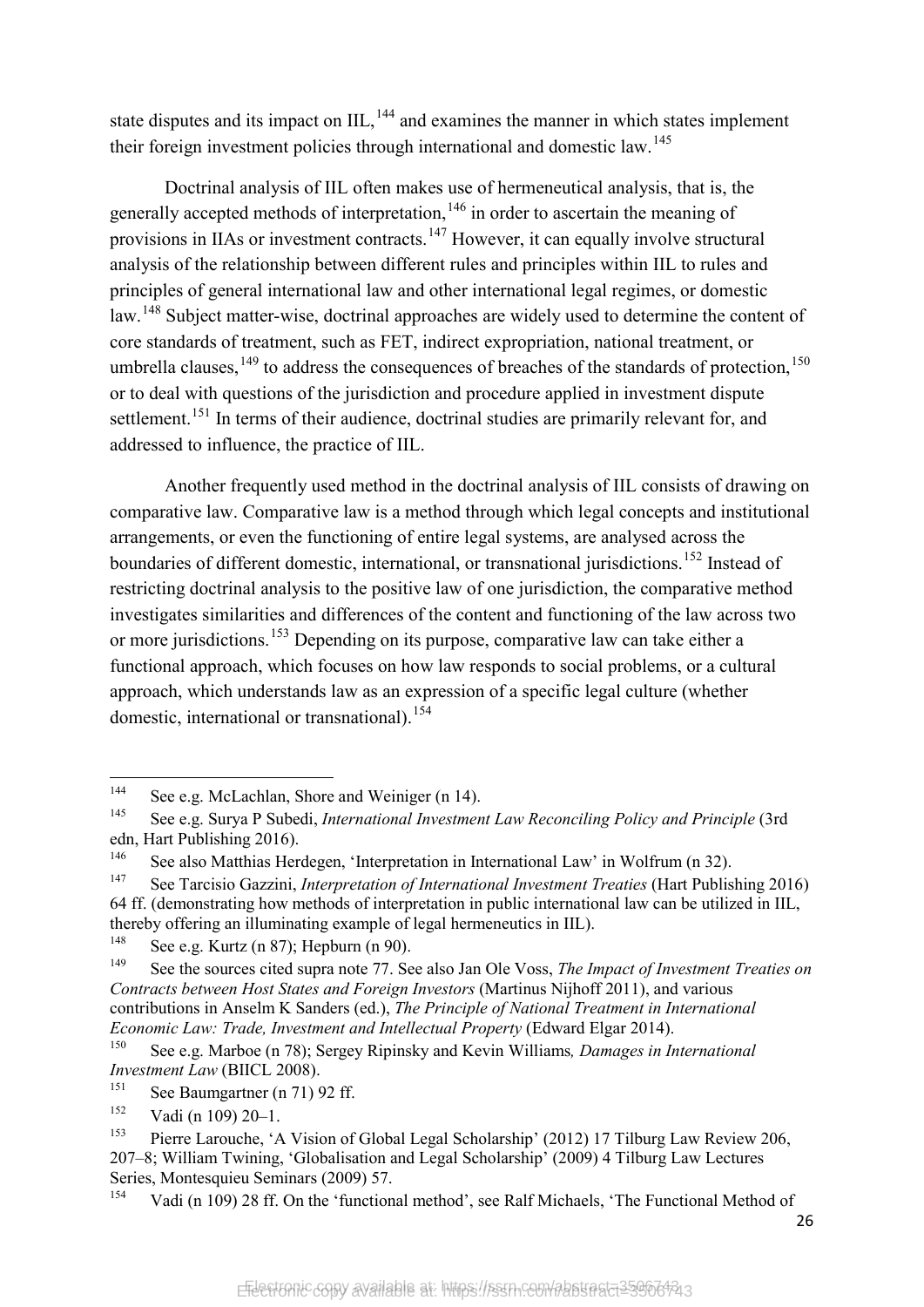state disputes and its impact on IIL,[144] and examines the manner in which states implement their foreign investment policies through international and domestic law.[145]

Doctrinal analysis of IIL often makes use of hermeneutical analysis, that is, the generally accepted methods of interpretation,[146] in order to ascertain the meaning of provisions in IIAs or investment contracts.[147] However, it can equally involve structural analysis of the relationship between different rules and principles within IIL to rules and principles of general international law and other international legal regimes, or domestic law.[148] Subject matter-wise, doctrinal approaches are widely used to determine the content of core standards of treatment, such as FET, indirect expropriation, national treatment, or umbrella clauses,[149] to address the consequences of breaches of the standards of protection,[150] or to deal with questions of the jurisdiction and procedure applied in investment dispute settlement.[151] In terms of their audience, doctrinal studies are primarily relevant for, and addressed to influence, the practice of IIL.

Another frequently used method in the doctrinal analysis of IIL consists of drawing on comparative law. Comparative law is a method through which legal concepts and institutional arrangements, or even the functioning of entire legal systems, are analysed across the boundaries of different domestic, international, or transnational jurisdictions.[152] Instead of restricting doctrinal analysis to the positive law of one jurisdiction, the comparative method investigates similarities and differences of the content and functioning of the law across two or more jurisdictions.[153] Depending on its purpose, comparative law can take either a functional approach, which focuses on how law responds to social problems, or a cultural approach, which understands law as an expression of a specific legal culture (whether domestic, international or transnational).[154]

---

[144] See e.g. McLachlan, Shore and Weiniger (n 14).

[145] See e.g. Surya P Subedi, *International Investment Law Reconciling Policy and Principle* (3rd edn, Hart Publishing 2016).

[146] See also Matthias Herdegen, 'Interpretation in International Law' in Wolfrum (n 32).

[147] See Tarcisio Gazzini, *Interpretation of International Investment Treaties* (Hart Publishing 2016) 64 ff. (demonstrating how methods of interpretation in public international law can be utilized in IIL, thereby offering an illuminating example of legal hermeneutics in IIL).

[148] See e.g. Kurtz (n 87); Hepburn (n 90).

[149] See the sources cited supra note 77. See also Jan Ole Voss, *The Impact of Investment Treaties on Contracts between Host States and Foreign Investors* (Martinus Nijhoff 2011), and various contributions in Anselm K Sanders (ed.), *The Principle of National Treatment in International Economic Law: Trade, Investment and Intellectual Property* (Edward Elgar 2014).

[150] See e.g. Marboe (n 78); Sergey Ripinsky and Kevin Williams*, Damages in International Investment Law* (BIICL 2008).

[151] See Baumgartner (n 71) 92 ff.

[152] Vadi (n 109) 20–1.

[153] Pierre Larouche, 'A Vision of Global Legal Scholarship' (2012) 17 Tilburg Law Review 206, 207–8; William Twining, 'Globalisation and Legal Scholarship' (2009) 4 Tilburg Law Lectures Series, Montesquieu Seminars (2009) 57.

[154] Vadi (n 109) 28 ff. On the 'functional method', see Ralf Michaels, 'The Functional Method of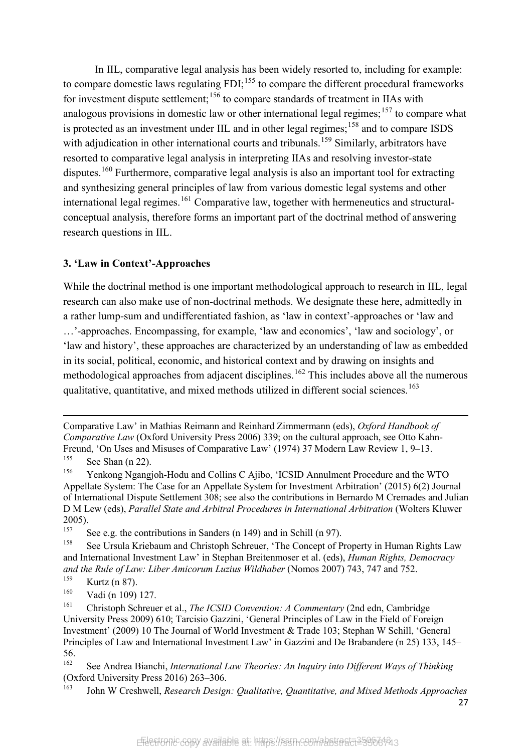In IIL, comparative legal analysis has been widely resorted to, including for example: to compare domestic laws regulating FDI;[155] to compare the different procedural frameworks for investment dispute settlement;[156] to compare standards of treatment in IIAs with analogous provisions in domestic law or other international legal regimes;[157] to compare what is protected as an investment under IIL and in other legal regimes;[158] and to compare ISDS with adjudication in other international courts and tribunals.[159] Similarly, arbitrators have resorted to comparative legal analysis in interpreting IIAs and resolving investor-state disputes.[160] Furthermore, comparative legal analysis is also an important tool for extracting and synthesizing general principles of law from various domestic legal systems and other international legal regimes.[161] Comparative law, together with hermeneutics and structural-conceptual analysis, therefore forms an important part of the doctrinal method of answering research questions in IIL.

### 3. 'Law in Context'-Approaches

While the doctrinal method is one important methodological approach to research in IIL, legal research can also make use of non-doctrinal methods. We designate these here, admittedly in a rather lump-sum and undifferentiated fashion, as 'law in context'-approaches or 'law and …'-approaches. Encompassing, for example, 'law and economics', 'law and sociology', or 'law and history', these approaches are characterized by an understanding of law as embedded in its social, political, economic, and historical context and by drawing on insights and methodological approaches from adjacent disciplines.[162] This includes above all the numerous qualitative, quantitative, and mixed methods utilized in different social sciences.[163]

---

Comparative Law' in Mathias Reimann and Reinhard Zimmermann (eds), *Oxford Handbook of Comparative Law* (Oxford University Press 2006) 339; on the cultural approach, see Otto Kahn-Freund, 'On Uses and Misuses of Comparative Law' (1974) 37 Modern Law Review 1, 9–13.

[155] See Shan (n 22).

[156] Yenkong Ngangjoh-Hodu and Collins C Ajibo, 'ICSID Annulment Procedure and the WTO Appellate System: The Case for an Appellate System for Investment Arbitration' (2015) 6(2) Journal of International Dispute Settlement 308; see also the contributions in Bernardo M Cremades and Julian D M Lew (eds), *Parallel State and Arbitral Procedures in International Arbitration* (Wolters Kluwer 2005).

[157] See e.g. the contributions in Sanders (n 149) and in Schill (n 97).

[158] See Ursula Kriebaum and Christoph Schreuer, 'The Concept of Property in Human Rights Law and International Investment Law' in Stephan Breitenmoser et al. (eds), *Human Rights, Democracy and the Rule of Law: Liber Amicorum Luzius Wildhaber* (Nomos 2007) 743, 747 and 752.

[159] Kurtz (n 87).

[160] Vadi (n 109) 127.

[161] Christoph Schreuer et al., *The ICSID Convention: A Commentary* (2nd edn, Cambridge University Press 2009) 610; Tarcisio Gazzini, 'General Principles of Law in the Field of Foreign Investment' (2009) 10 The Journal of World Investment & Trade 103; Stephan W Schill, 'General Principles of Law and International Investment Law' in Gazzini and De Brabandere (n 25) 133, 145–56.

[162] See Andrea Bianchi, *International Law Theories: An Inquiry into Different Ways of Thinking* (Oxford University Press 2016) 263–306.

[163] John W Creshwell, *Research Design: Qualitative, Quantitative, and Mixed Methods Approaches*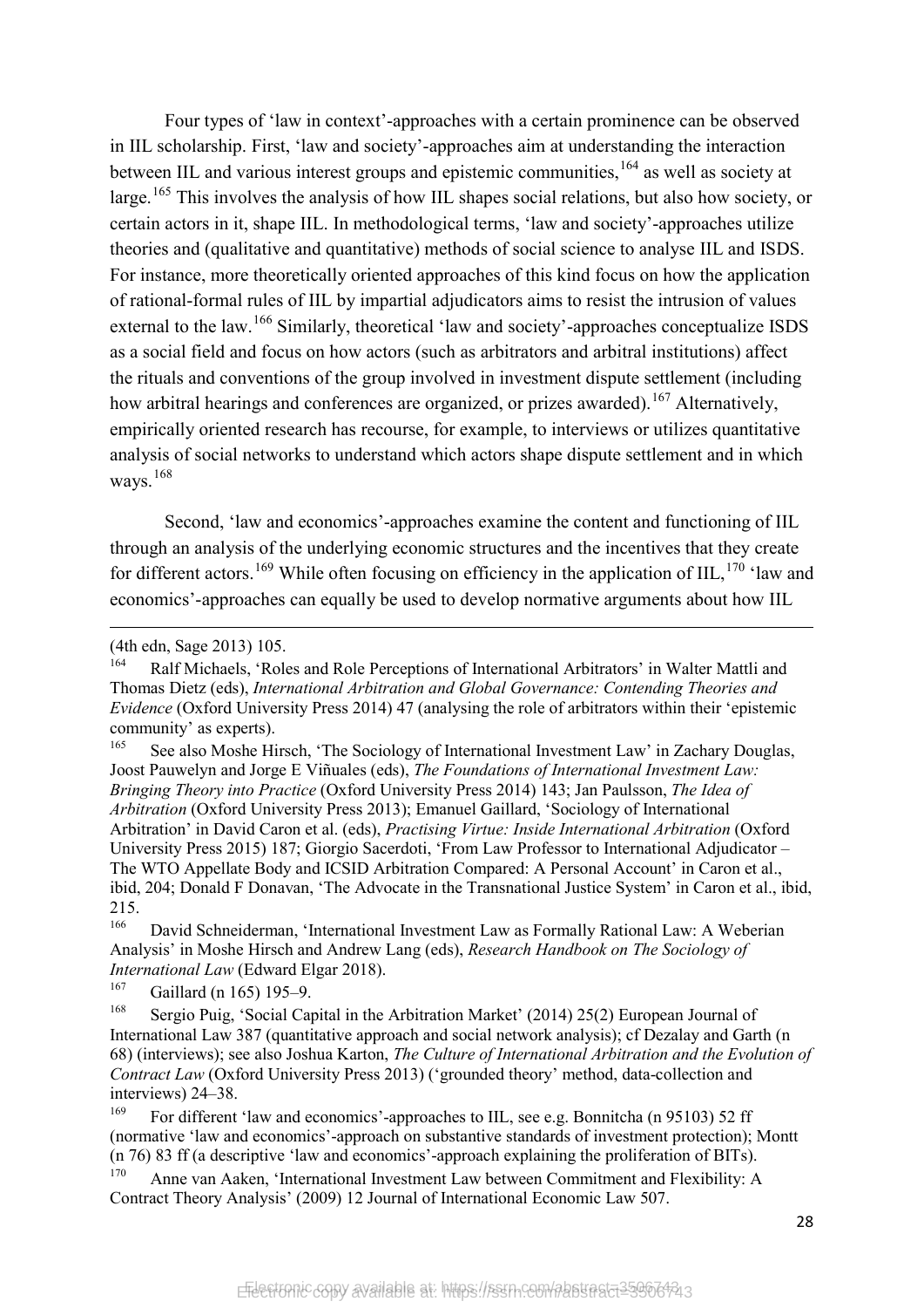Four types of 'law in context'-approaches with a certain prominence can be observed in IIL scholarship. First, 'law and society'-approaches aim at understanding the interaction between IIL and various interest groups and epistemic communities,[164] as well as society at large.[165] This involves the analysis of how IIL shapes social relations, but also how society, or certain actors in it, shape IIL. In methodological terms, 'law and society'-approaches utilize theories and (qualitative and quantitative) methods of social science to analyse IIL and ISDS. For instance, more theoretically oriented approaches of this kind focus on how the application of rational-formal rules of IIL by impartial adjudicators aims to resist the intrusion of values external to the law.[166] Similarly, theoretical 'law and society'-approaches conceptualize ISDS as a social field and focus on how actors (such as arbitrators and arbitral institutions) affect the rituals and conventions of the group involved in investment dispute settlement (including how arbitral hearings and conferences are organized, or prizes awarded).[167] Alternatively, empirically oriented research has recourse, for example, to interviews or utilizes quantitative analysis of social networks to understand which actors shape dispute settlement and in which ways.[168]

Second, 'law and economics'-approaches examine the content and functioning of IIL through an analysis of the underlying economic structures and the incentives that they create for different actors.[169] While often focusing on efficiency in the application of IIL,[170] 'law and economics'-approaches can equally be used to develop normative arguments about how IIL

---

(4th edn, Sage 2013) 105.

[164] Ralf Michaels, 'Roles and Role Perceptions of International Arbitrators' in Walter Mattli and Thomas Dietz (eds), *International Arbitration and Global Governance: Contending Theories and Evidence* (Oxford University Press 2014) 47 (analysing the role of arbitrators within their 'epistemic community' as experts).

[165] See also Moshe Hirsch, 'The Sociology of International Investment Law' in Zachary Douglas, Joost Pauwelyn and Jorge E Viñuales (eds), *The Foundations of International Investment Law: Bringing Theory into Practice* (Oxford University Press 2014) 143; Jan Paulsson, *The Idea of Arbitration* (Oxford University Press 2013); Emanuel Gaillard, 'Sociology of International Arbitration' in David Caron et al. (eds), *Practising Virtue: Inside International Arbitration* (Oxford University Press 2015) 187; Giorgio Sacerdoti, 'From Law Professor to International Adjudicator – The WTO Appellate Body and ICSID Arbitration Compared: A Personal Account' in Caron et al., ibid, 204; Donald F Donavan, 'The Advocate in the Transnational Justice System' in Caron et al., ibid, 215.

[166] David Schneiderman, 'International Investment Law as Formally Rational Law: A Weberian Analysis' in Moshe Hirsch and Andrew Lang (eds), *Research Handbook on The Sociology of International Law* (Edward Elgar 2018).

[167] Gaillard (n 165) 195–9.

[168] Sergio Puig, 'Social Capital in the Arbitration Market' (2014) 25(2) European Journal of International Law 387 (quantitative approach and social network analysis); cf Dezalay and Garth (n 68) (interviews); see also Joshua Karton, *The Culture of International Arbitration and the Evolution of Contract Law* (Oxford University Press 2013) ('grounded theory' method, data-collection and interviews) 24–38.

[169] For different 'law and economics'-approaches to IIL, see e.g. Bonnitcha (n 95103) 52 ff (normative 'law and economics'-approach on substantive standards of investment protection); Montt (n 76) 83 ff (a descriptive 'law and economics'-approach explaining the proliferation of BITs).

[170] Anne van Aaken, 'International Investment Law between Commitment and Flexibility: A Contract Theory Analysis' (2009) 12 Journal of International Economic Law 507.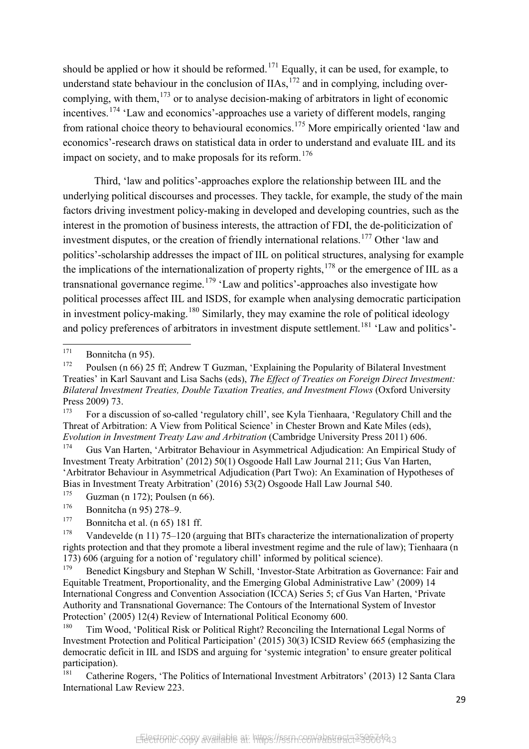should be applied or how it should be reformed.[171] Equally, it can be used, for example, to understand state behaviour in the conclusion of IIAs,[172] and in complying, including over-complying, with them,[173] or to analyse decision-making of arbitrators in light of economic incentives.[174] 'Law and economics'-approaches use a variety of different models, ranging from rational choice theory to behavioural economics.[175] More empirically oriented 'law and economics'-research draws on statistical data in order to understand and evaluate IIL and its impact on society, and to make proposals for its reform.[176]

Third, 'law and politics'-approaches explore the relationship between IIL and the underlying political discourses and processes. They tackle, for example, the study of the main factors driving investment policy-making in developed and developing countries, such as the interest in the promotion of business interests, the attraction of FDI, the de-politicizication of investment disputes, or the creation of friendly international relations.[177] Other 'law and politics'-scholarship addresses the impact of IIL on political structures, analysing for example the implications of the internationalization of property rights,[178] or the emergence of IIL as a transnational governance regime.[179] 'Law and politics'-approaches also investigate how political processes affect IIL and ISDS, for example when analysing democratic participation in investment policy-making.[180] Similarly, they may examine the role of political ideology and policy preferences of arbitrators in investment dispute settlement.[181] 'Law and politics'-

---

[171] Bonnitcha (n 95).

[172] Poulsen (n 66) 25 ff; Andrew T Guzman, 'Explaining the Popularity of Bilateral Investment Treaties' in Karl Sauvant and Lisa Sachs (eds), *The Effect of Treaties on Foreign Direct Investment: Bilateral Investment Treaties, Double Taxation Treaties, and Investment Flows* (Oxford University Press 2009) 73.

[173] For a discussion of so-called 'regulatory chill', see Kyla Tienhaara, 'Regulatory Chill and the Threat of Arbitration: A View from Political Science' in Chester Brown and Kate Miles (eds), *Evolution in Investment Treaty Law and Arbitration* (Cambridge University Press 2011) 606.

[174] Gus Van Harten, 'Arbitrator Behaviour in Asymmetrical Adjudication: An Empirical Study of Investment Treaty Arbitration' (2012) 50(1) Osgoode Hall Law Journal 211; Gus Van Harten, 'Arbitrator Behaviour in Asymmetrical Adjudication (Part Two): An Examination of Hypotheses of Bias in Investment Treaty Arbitration' (2016) 53(2) Osgoode Hall Law Journal 540.

[175] Guzman (n 172); Poulsen (n 66).

[176] Bonnitcha (n 95) 278–9.

[177] Bonnitcha et al. (n 65) 181 ff.

[178] Vandevelde (n 11) 75–120 (arguing that BITs characterize the internationalization of property rights protection and that they promote a liberal investment regime and the rule of law); Tienhaara (n 173) 606 (arguing for a notion of 'regulatory chill' informed by political science).

[179] Benedict Kingsbury and Stephan W Schill, 'Investor-State Arbitration as Governance: Fair and Equitable Treatment, Proportionality, and the Emerging Global Administrative Law' (2009) 14 International Congress and Convention Association (ICCA) Series 5; cf Gus Van Harten, 'Private Authority and Transnational Governance: The Contours of the International System of Investor Protection' (2005) 12(4) Review of International Political Economy 600.

[180] Tim Wood, 'Political Risk or Political Right? Reconciling the International Legal Norms of Investment Protection and Political Participation' (2015) 30(3) ICSID Review 665 (emphasizing the democratic deficit in IIL and ISDS and arguing for 'systemic integration' to ensure greater political participation).

[181] Catherine Rogers, 'The Politics of International Investment Arbitrators' (2013) 12 Santa Clara International Law Review 223.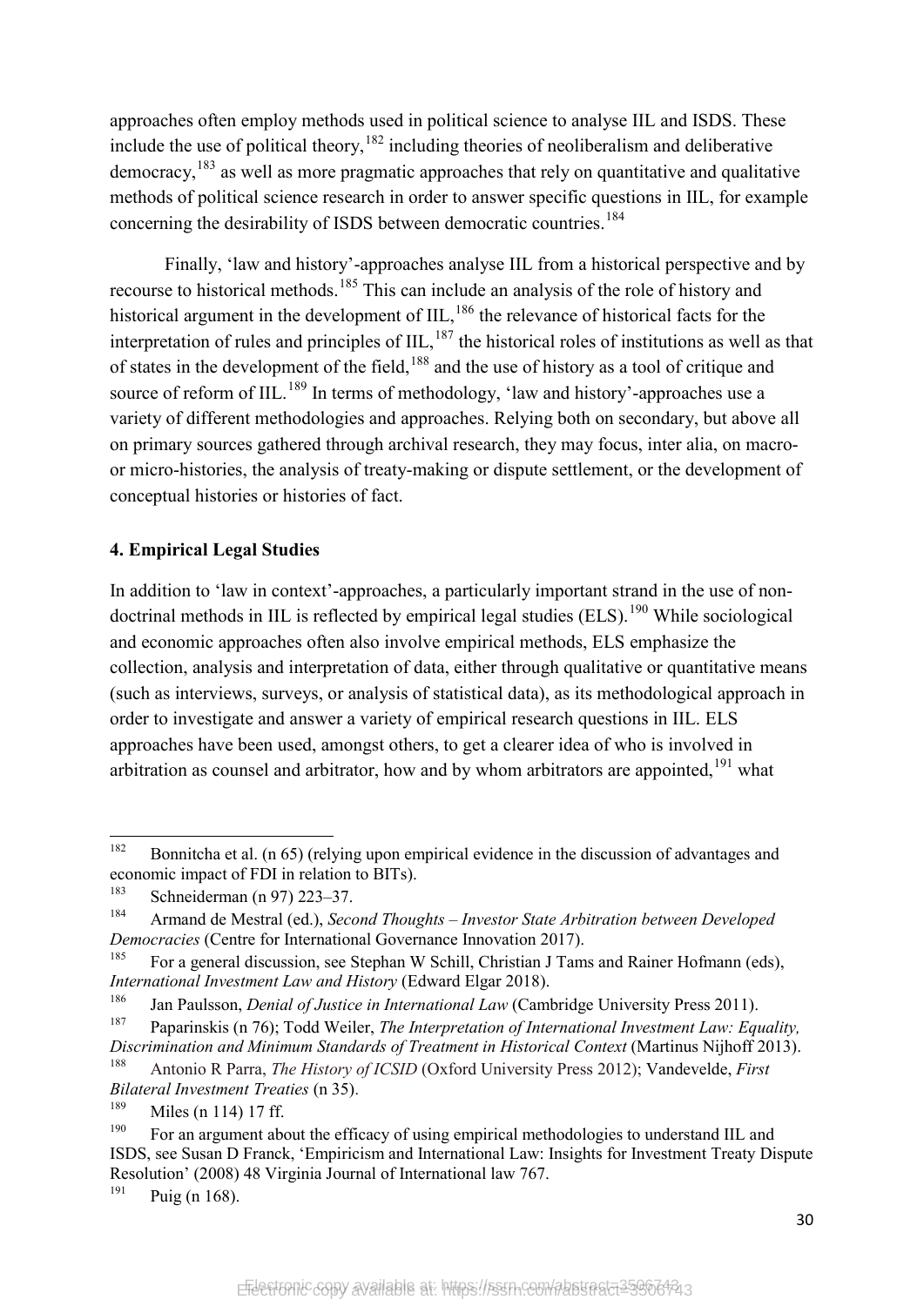approaches often employ methods used in political science to analyse IIL and ISDS. These include the use of political theory,[182] including theories of neoliberalism and deliberative democracy,[183] as well as more pragmatic approaches that rely on quantitative and qualitative methods of political science research in order to answer specific questions in IIL, for example concerning the desirability of ISDS between democratic countries.[184]

Finally, 'law and history'-approaches analyse IIL from a historical perspective and by recourse to historical methods.[185] This can include an analysis of the role of history and historical argument in the development of IIL,[186] the relevance of historical facts for the interpretation of rules and principles of IIL,[187] the historical roles of institutions as well as that of states in the development of the field,[188] and the use of history as a tool of critique and source of reform of IIL.[189] In terms of methodology, 'law and history'-approaches use a variety of different methodologies and approaches. Relying both on secondary, but above all on primary sources gathered through archival research, they may focus, inter alia, on macro- or micro-histories, the analysis of treaty-making or dispute settlement, or the development of conceptual histories or histories of fact.

**4. Empirical Legal Studies**

In addition to 'law in context'-approaches, a particularly important strand in the use of non-doctrinal methods in IIL is reflected by empirical legal studies (ELS).[190] While sociological and economic approaches often also involve empirical methods, ELS emphasize the collection, analysis and interpretation of data, either through qualitative or quantitative means (such as interviews, surveys, or analysis of statistical data), as its methodological approach in order to investigate and answer a variety of empirical research questions in IIL. ELS approaches have been used, amongst others, to get a clearer idea of who is involved in arbitration as counsel and arbitrator, how and by whom arbitrators are appointed,[191] what

---

[182] Bonnitcha et al. (n 65) (relying upon empirical evidence in the discussion of advantages and economic impact of FDI in relation to BITs).

[183] Schneiderman (n 97) 223–37.

[184] Armand de Mestral (ed.), *Second Thoughts – Investor State Arbitration between Developed Democracies* (Centre for International Governance Innovation 2017).

[185] For a general discussion, see Stephan W Schill, Christian J Tams and Rainer Hofmann (eds), *International Investment Law and History* (Edward Elgar 2018).

[186] Jan Paulsson, *Denial of Justice in International Law* (Cambridge University Press 2011).

[187] Paparinskis (n 76); Todd Weiler, *The Interpretation of International Investment Law: Equality, Discrimination and Minimum Standards of Treatment in Historical Context* (Martinus Nijhoff 2013).

[188] Antonio R Parra, *The History of ICSID* (Oxford University Press 2012); Vandevelde, *First Bilateral Investment Treaties* (n 35).

[189] Miles (n 114) 17 ff.

[190] For an argument about the efficacy of using empirical methodologies to understand IIL and ISDS, see Susan D Franck, 'Empiricism and International Law: Insights for Investment Treaty Dispute Resolution' (2008) 48 Virginia Journal of International law 767.

[191] Puig (n 168).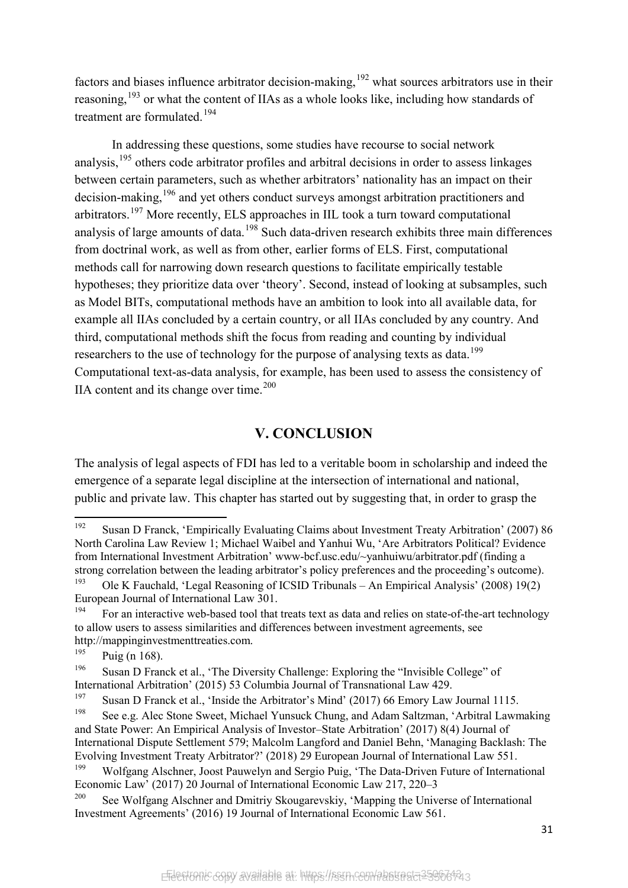factors and biases influence arbitrator decision-making,[192] what sources arbitrators use in their reasoning,[193] or what the content of IIAs as a whole looks like, including how standards of treatment are formulated.[194]

In addressing these questions, some studies have recourse to social network analysis,[195] others code arbitrator profiles and arbitral decisions in order to assess linkages between certain parameters, such as whether arbitrators' nationality has an impact on their decision-making,[196] and yet others conduct surveys amongst arbitration practitioners and arbitrators.[197] More recently, ELS approaches in IIL took a turn toward computational analysis of large amounts of data.[198] Such data-driven research exhibits three main differences from doctrinal work, as well as from other, earlier forms of ELS. First, computational methods call for narrowing down research questions to facilitate empirically testable hypotheses; they prioritize data over 'theory'. Second, instead of looking at subsamples, such as Model BITs, computational methods have an ambition to look into all available data, for example all IIAs concluded by a certain country, or all IIAs concluded by any country. And third, computational methods shift the focus from reading and counting by individual researchers to the use of technology for the purpose of analysing texts as data.[199] Computational text-as-data analysis, for example, has been used to assess the consistency of IIA content and its change over time.[200]

## V. CONCLUSION

The analysis of legal aspects of FDI has led to a veritable boom in scholarship and indeed the emergence of a separate legal discipline at the intersection of international and national, public and private law. This chapter has started out by suggesting that, in order to grasp the

---

[192] Susan D Franck, 'Empirically Evaluating Claims about Investment Treaty Arbitration' (2007) 86 North Carolina Law Review 1; Michael Waibel and Yanhui Wu, 'Are Arbitrators Political? Evidence from International Investment Arbitration' www-bcf.usc.edu/~yanhuiwu/arbitrator.pdf (finding a strong correlation between the leading arbitrator's policy preferences and the proceeding's outcome).

[193] Ole K Fauchald, 'Legal Reasoning of ICSID Tribunals – An Empirical Analysis' (2008) 19(2) European Journal of International Law 301.

[194] For an interactive web-based tool that treats text as data and relies on state-of-the-art technology to allow users to assess similarities and differences between investment agreements, see http://mappinginvestmenttreaties.com.

[195] Puig (n 168).

[196] Susan D Franck et al., 'The Diversity Challenge: Exploring the "Invisible College" of International Arbitration' (2015) 53 Columbia Journal of Transnational Law 429.

[197] Susan D Franck et al., 'Inside the Arbitrator's Mind' (2017) 66 Emory Law Journal 1115.

[198] See e.g. Alec Stone Sweet, Michael Yunsuck Chung, and Adam Saltzman, 'Arbitral Lawmaking and State Power: An Empirical Analysis of Investor–State Arbitration' (2017) 8(4) Journal of International Dispute Settlement 579; Malcolm Langford and Daniel Behn, 'Managing Backlash: The Evolving Investment Treaty Arbitrator?' (2018) 29 European Journal of International Law 551.

[199] Wolfgang Alschner, Joost Pauwelyn and Sergio Puig, 'The Data-Driven Future of International Economic Law' (2017) 20 Journal of International Economic Law 217, 220–3

[200] See Wolfgang Alschner and Dmitriy Skougarevskiy, 'Mapping the Universe of International Investment Agreements' (2016) 19 Journal of International Economic Law 561.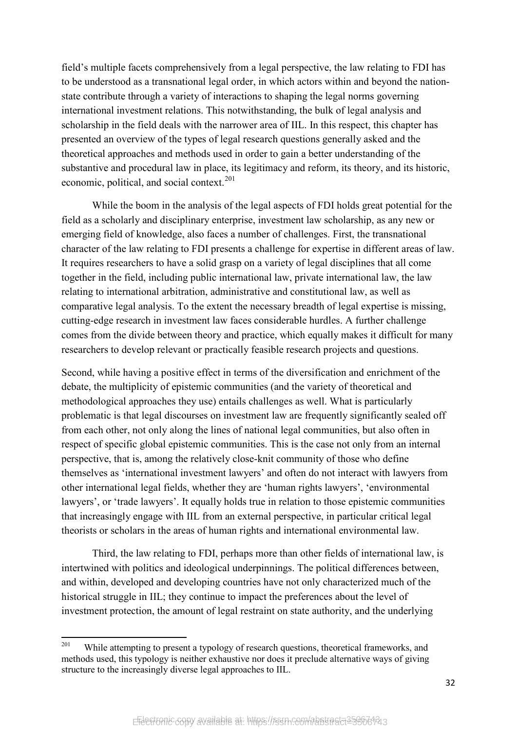field's multiple facets comprehensively from a legal perspective, the law relating to FDI has to be understood as a transnational legal order, in which actors within and beyond the nation-state contribute through a variety of interactions to shaping the legal norms governing international investment relations. This notwithstanding, the bulk of legal analysis and scholarship in the field deals with the narrower area of IIL. In this respect, this chapter has presented an overview of the types of legal research questions generally asked and the theoretical approaches and methods used in order to gain a better understanding of the substantive and procedural law in place, its legitimacy and reform, its theory, and its historic, economic, political, and social context.[201]

While the boom in the analysis of the legal aspects of FDI holds great potential for the field as a scholarly and disciplinary enterprise, investment law scholarship, as any new or emerging field of knowledge, also faces a number of challenges. First, the transnational character of the law relating to FDI presents a challenge for expertise in different areas of law. It requires researchers to have a solid grasp on a variety of legal disciplines that all come together in the field, including public international law, private international law, the law relating to international arbitration, administrative and constitutional law, as well as comparative legal analysis. To the extent the necessary breadth of legal expertise is missing, cutting-edge research in investment law faces considerable hurdles. A further challenge comes from the divide between theory and practice, which equally makes it difficult for many researchers to develop relevant or practically feasible research projects and questions.

Second, while having a positive effect in terms of the diversification and enrichment of the debate, the multiplicity of epistemic communities (and the variety of theoretical and methodological approaches they use) entails challenges as well. What is particularly problematic is that legal discourses on investment law are frequently significantly sealed off from each other, not only along the lines of national legal communities, but also often in respect of specific global epistemic communities. This is the case not only from an internal perspective, that is, among the relatively close-knit community of those who define themselves as 'international investment lawyers' and often do not interact with lawyers from other international legal fields, whether they are 'human rights lawyers', 'environmental lawyers', or 'trade lawyers'. It equally holds true in relation to those epistemic communities that increasingly engage with IIL from an external perspective, in particular critical legal theorists or scholars in the areas of human rights and international environmental law.

Third, the law relating to FDI, perhaps more than other fields of international law, is intertwined with politics and ideological underpinnings. The political differences between, and within, developed and developing countries have not only characterized much of the historical struggle in IIL; they continue to impact the preferences about the level of investment protection, the amount of legal restraint on state authority, and the underlying

---

[201] While attempting to present a typology of research questions, theoretical frameworks, and methods used, this typology is neither exhaustive nor does it preclude alternative ways of giving structure to the increasingly diverse legal approaches to IIL.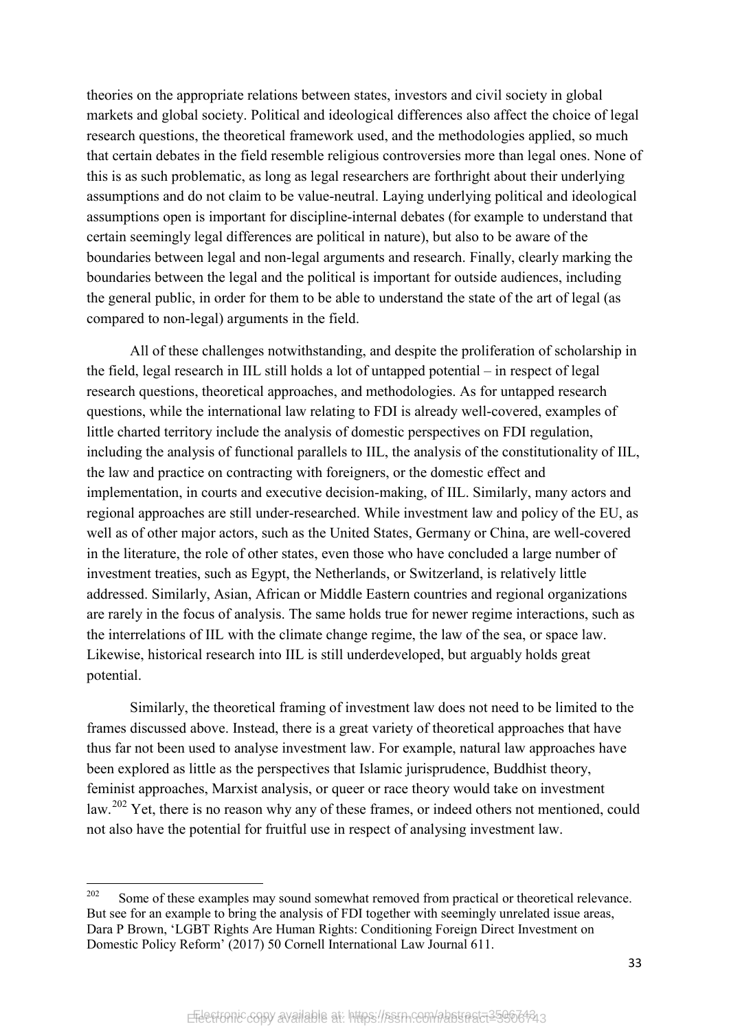theories on the appropriate relations between states, investors and civil society in global markets and global society. Political and ideological differences also affect the choice of legal research questions, the theoretical framework used, and the methodologies applied, so much that certain debates in the field resemble religious controversies more than legal ones. None of this is as such problematic, as long as legal researchers are forthright about their underlying assumptions and do not claim to be value-neutral. Laying underlying political and ideological assumptions open is important for discipline-internal debates (for example to understand that certain seemingly legal differences are political in nature), but also to be aware of the boundaries between legal and non-legal arguments and research. Finally, clearly marking the boundaries between the legal and the political is important for outside audiences, including the general public, in order for them to be able to understand the state of the art of legal (as compared to non-legal) arguments in the field.

All of these challenges notwithstanding, and despite the proliferation of scholarship in the field, legal research in IIL still holds a lot of untapped potential – in respect of legal research questions, theoretical approaches, and methodologies. As for untapped research questions, while the international law relating to FDI is already well-covered, examples of little charted territory include the analysis of domestic perspectives on FDI regulation, including the analysis of functional parallels to IIL, the analysis of the constitutionality of IIL, the law and practice on contracting with foreigners, or the domestic effect and implementation, in courts and executive decision-making, of IIL. Similarly, many actors and regional approaches are still under-researched. While investment law and policy of the EU, as well as of other major actors, such as the United States, Germany or China, are well-covered in the literature, the role of other states, even those who have concluded a large number of investment treaties, such as Egypt, the Netherlands, or Switzerland, is relatively little addressed. Similarly, Asian, African or Middle Eastern countries and regional organizations are rarely in the focus of analysis. The same holds true for newer regime interactions, such as the interrelations of IIL with the climate change regime, the law of the sea, or space law. Likewise, historical research into IIL is still underdeveloped, but arguably holds great potential.

Similarly, the theoretical framing of investment law does not need to be limited to the frames discussed above. Instead, there is a great variety of theoretical approaches that have thus far not been used to analyse investment law. For example, natural law approaches have been explored as little as the perspectives that Islamic jurisprudence, Buddhist theory, feminist approaches, Marxist analysis, or queer or race theory would take on investment law.[202] Yet, there is no reason why any of these frames, or indeed others not mentioned, could not also have the potential for fruitful use in respect of analysing investment law.

[202] Some of these examples may sound somewhat removed from practical or theoretical relevance. But see for an example to bring the analysis of FDI together with seemingly unrelated issue areas, Dara P Brown, 'LGBT Rights Are Human Rights: Conditioning Foreign Direct Investment on Domestic Policy Reform' (2017) 50 Cornell International Law Journal 611.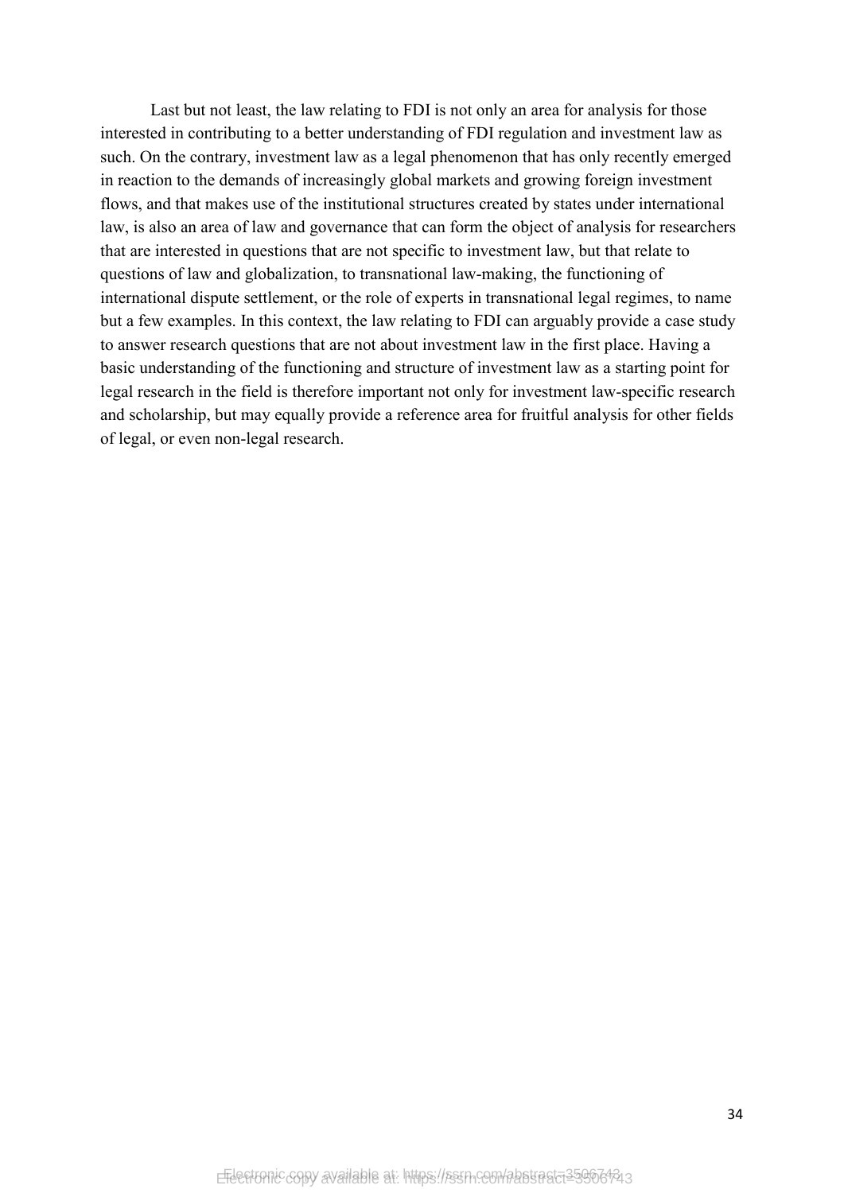Last but not least, the law relating to FDI is not only an area for analysis for those interested in contributing to a better understanding of FDI regulation and investment law as such. On the contrary, investment law as a legal phenomenon that has only recently emerged in reaction to the demands of increasingly global markets and growing foreign investment flows, and that makes use of the institutional structures created by states under international law, is also an area of law and governance that can form the object of analysis for researchers that are interested in questions that are not specific to investment law, but that relate to questions of law and globalization, to transnational law-making, the functioning of international dispute settlement, or the role of experts in transnational legal regimes, to name but a few examples. In this context, the law relating to FDI can arguably provide a case study to answer research questions that are not about investment law in the first place. Having a basic understanding of the functioning and structure of investment law as a starting point for legal research in the field is therefore important not only for investment law-specific research and scholarship, but may equally provide a reference area for fruitful analysis for other fields of legal, or even non-legal research.